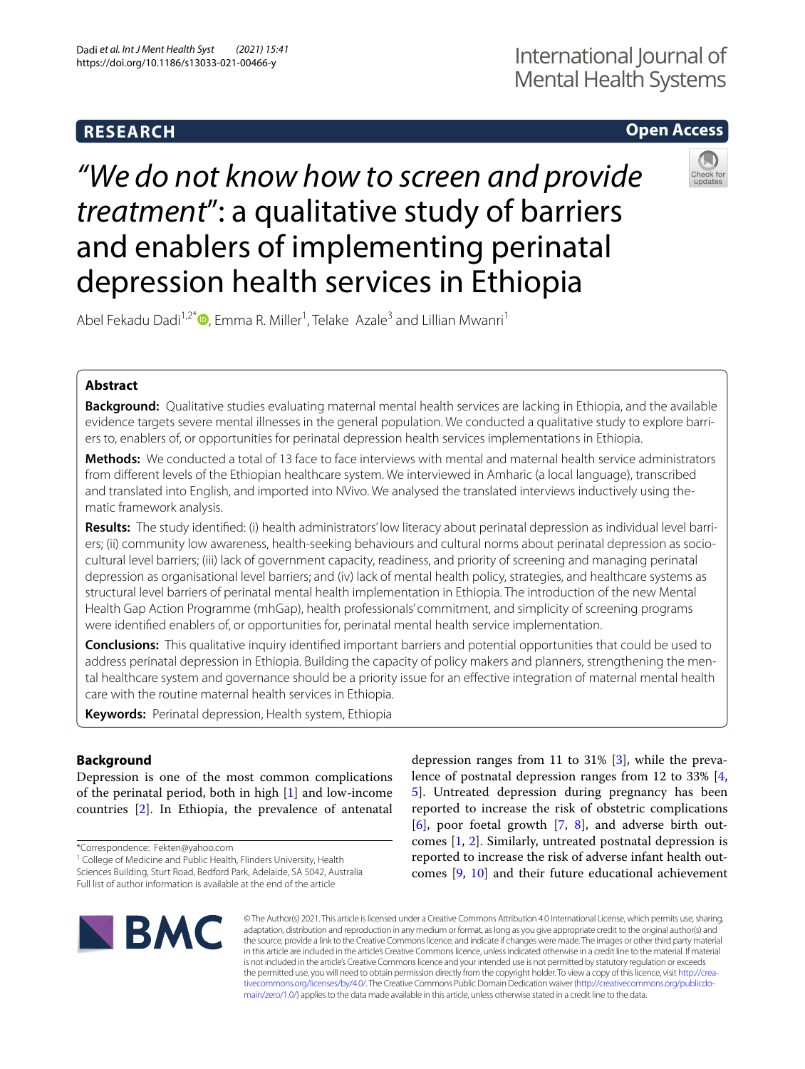# "*We do not know how to screen and provide treatment*": a qualitative study of barriers and enablers of implementing perinatal depression health services in Ethiopia

Abel Fekadu Dadi[1,2*], Emma R. Miller[1], Telake Azale[3] and Lillian Mwanri[1]

## Abstract

**Background:** Qualitative studies evaluating maternal mental health services are lacking in Ethiopia, and the available evidence targets severe mental illnesses in the general population. We conducted a qualitative study to explore barriers to, enablers of, or opportunities for perinatal depression health services implementations in Ethiopia.

**Methods:** We conducted a total of 13 face to face interviews with mental and maternal health service administrators from different levels of the Ethiopian healthcare system. We interviewed in Amharic (a local language), transcribed and translated into English, and imported into NVivo. We analysed the translated interviews inductively using thematic framework analysis.

**Results:** The study identified: (i) health administrators' low literacy about perinatal depression as individual level barriers; (ii) community low awareness, health-seeking behaviours and cultural norms about perinatal depression as socio-cultural level barriers; (iii) lack of government capacity, readiness, and priority of screening and managing perinatal depression as organisational level barriers; and (iv) lack of mental health policy, strategies, and healthcare systems as structural level barriers of perinatal mental health implementation in Ethiopia. The introduction of the new Mental Health Gap Action Programme (mhGap), health professionals' commitment, and simplicity of screening programs were identified enablers of, or opportunities for, perinatal mental health service implementation.

**Conclusions:** This qualitative inquiry identified important barriers and potential opportunities that could be used to address perinatal depression in Ethiopia. Building the capacity of policy makers and planners, strengthening the mental healthcare system and governance should be a priority issue for an effective integration of maternal mental health care with the routine maternal health services in Ethiopia.

**Keywords:** Perinatal depression, Health system, Ethiopia

## Background

Depression is one of the most common complications of the perinatal period, both in high [1] and low-income countries [2]. In Ethiopia, the prevalence of antenatal depression ranges from 11 to 31% [3], while the prevalence of postnatal depression ranges from 12 to 33% [4, 5]. Untreated depression during pregnancy has been reported to increase the risk of obstetric complications [6], poor foetal growth [7, 8], and adverse birth outcomes [1, 2]. Similarly, untreated postnatal depression is reported to increase the risk of adverse infant health outcomes [9, 10] and their future educational achievement

*Correspondence: Fekten@yahoo.com
[1] College of Medicine and Public Health, Flinders University, Health Sciences Building, Sturt Road, Bedford Park, Adelaide, SA 5042, Australia
Full list of author information is available at the end of the article

© The Author(s) 2021. This article is licensed under a Creative Commons Attribution 4.0 International License, which permits use, sharing, adaptation, distribution and reproduction in any medium or format, as long as you give appropriate credit to the original author(s) and the source, provide a link to the Creative Commons licence, and indicate if changes were made. The images or other third party material in this article are included in the article's Creative Commons licence, unless indicated otherwise in a credit line to the material. If material is not included in the article's Creative Commons licence and your intended use is not permitted by statutory regulation or exceeds the permitted use, you will need to obtain permission directly from the copyright holder. To view a copy of this licence, visit http://creativecommons.org/licenses/by/4.0/. The Creative Commons Public Domain Dedication waiver (http://creativecommons.org/publicdomain/zero/1.0/) applies to the data made available in this article, unless otherwise stated in a credit line to the data.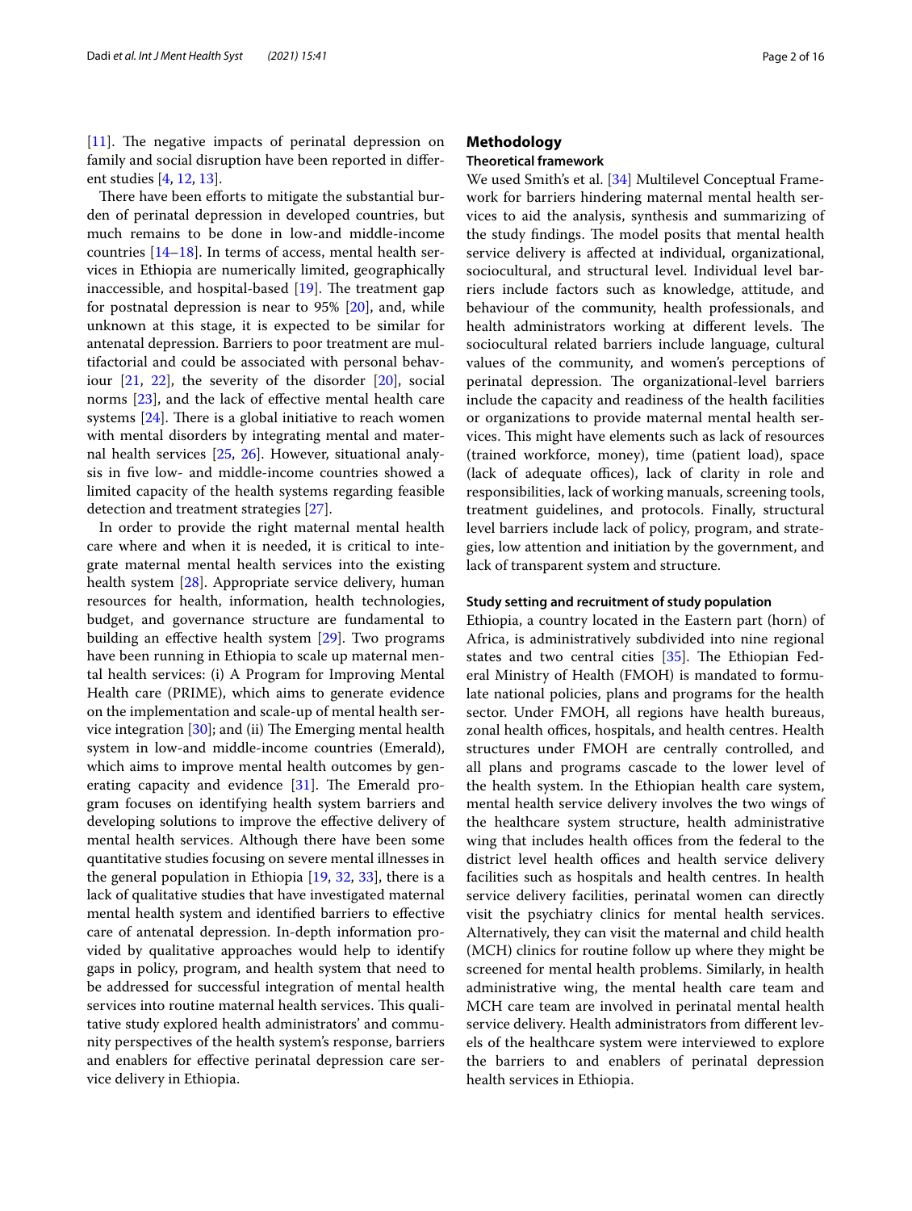[11]. The negative impacts of perinatal depression on family and social disruption have been reported in different studies [4, 12, 13].

There have been efforts to mitigate the substantial burden of perinatal depression in developed countries, but much remains to be done in low-and middle-income countries [14–18]. In terms of access, mental health services in Ethiopia are numerically limited, geographically inaccessible, and hospital-based [19]. The treatment gap for postnatal depression is near to 95% [20], and, while unknown at this stage, it is expected to be similar for antenatal depression. Barriers to poor treatment are multifactorial and could be associated with personal behaviour [21, 22], the severity of the disorder [20], social norms [23], and the lack of effective mental health care systems [24]. There is a global initiative to reach women with mental disorders by integrating mental and maternal health services [25, 26]. However, situational analysis in five low- and middle-income countries showed a limited capacity of the health systems regarding feasible detection and treatment strategies [27].

In order to provide the right maternal mental health care where and when it is needed, it is critical to integrate maternal mental health services into the existing health system [28]. Appropriate service delivery, human resources for health, information, health technologies, budget, and governance structure are fundamental to building an effective health system [29]. Two programs have been running in Ethiopia to scale up maternal mental health services: (i) A Program for Improving Mental Health care (PRIME), which aims to generate evidence on the implementation and scale-up of mental health service integration [30]; and (ii) The Emerging mental health system in low-and middle-income countries (Emerald), which aims to improve mental health outcomes by generating capacity and evidence [31]. The Emerald program focuses on identifying health system barriers and developing solutions to improve the effective delivery of mental health services. Although there have been some quantitative studies focusing on severe mental illnesses in the general population in Ethiopia [19, 32, 33], there is a lack of qualitative studies that have investigated maternal mental health system and identified barriers to effective care of antenatal depression. In-depth information provided by qualitative approaches would help to identify gaps in policy, program, and health system that need to be addressed for successful integration of mental health services into routine maternal health services. This qualitative study explored health administrators' and community perspectives of the health system's response, barriers and enablers for effective perinatal depression care service delivery in Ethiopia.

## Methodology

### Theoretical framework

We used Smith's et al. [34] Multilevel Conceptual Framework for barriers hindering maternal mental health services to aid the analysis, synthesis and summarizing of the study findings. The model posits that mental health service delivery is affected at individual, organizational, sociocultural, and structural level. Individual level barriers include factors such as knowledge, attitude, and behaviour of the community, health professionals, and health administrators working at different levels. The sociocultural related barriers include language, cultural values of the community, and women's perceptions of perinatal depression. The organizational-level barriers include the capacity and readiness of the health facilities or organizations to provide maternal mental health services. This might have elements such as lack of resources (trained workforce, money), time (patient load), space (lack of adequate offices), lack of clarity in role and responsibilities, lack of working manuals, screening tools, treatment guidelines, and protocols. Finally, structural level barriers include lack of policy, program, and strategies, low attention and initiation by the government, and lack of transparent system and structure.

### Study setting and recruitment of study population

Ethiopia, a country located in the Eastern part (horn) of Africa, is administratively subdivided into nine regional states and two central cities [35]. The Ethiopian Federal Ministry of Health (FMOH) is mandated to formulate national policies, plans and programs for the health sector. Under FMOH, all regions have health bureaus, zonal health offices, hospitals, and health centres. Health structures under FMOH are centrally controlled, and all plans and programs cascade to the lower level of the health system. In the Ethiopian health care system, mental health service delivery involves the two wings of the healthcare system structure, health administrative wing that includes health offices from the federal to the district level health offices and health service delivery facilities such as hospitals and health centres. In health service delivery facilities, perinatal women can directly visit the psychiatry clinics for mental health services. Alternatively, they can visit the maternal and child health (MCH) clinics for routine follow up where they might be screened for mental health problems. Similarly, in health administrative wing, the mental health care team and MCH care team are involved in perinatal mental health service delivery. Health administrators from different levels of the healthcare system were interviewed to explore the barriers to and enablers of perinatal depression health services in Ethiopia.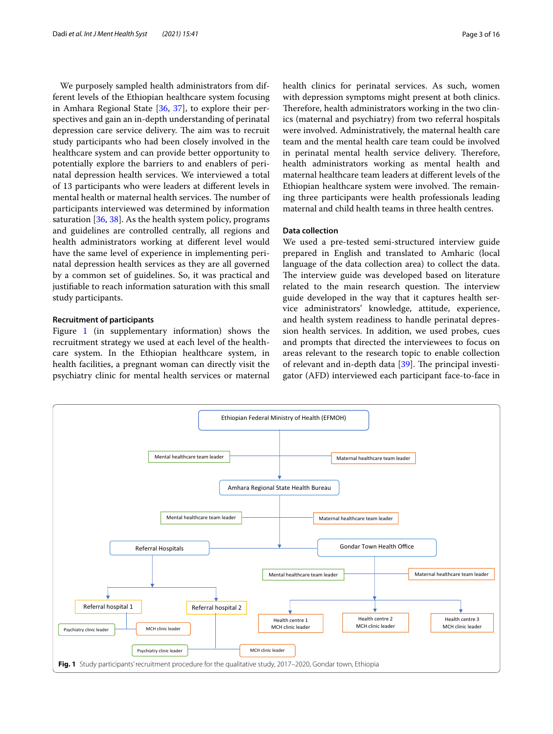We purposely sampled health administrators from different levels of the Ethiopian healthcare system focusing in Amhara Regional State [36, 37], to explore their perspectives and gain an in-depth understanding of perinatal depression care service delivery. The aim was to recruit study participants who had been closely involved in the healthcare system and can provide better opportunity to potentially explore the barriers to and enablers of perinatal depression health services. We interviewed a total of 13 participants who were leaders at different levels in mental health or maternal health services. The number of participants interviewed was determined by information saturation [36, 38]. As the health system policy, programs and guidelines are controlled centrally, all regions and health administrators working at different level would have the same level of experience in implementing perinatal depression health services as they are all governed by a common set of guidelines. So, it was practical and justifiable to reach information saturation with this small study participants.

### Recruitment of participants

Figure 1 (in supplementary information) shows the recruitment strategy we used at each level of the healthcare system. In the Ethiopian healthcare system, in health facilities, a pregnant woman can directly visit the psychiatry clinic for mental health services or maternal health clinics for perinatal services. As such, women with depression symptoms might present at both clinics. Therefore, health administrators working in the two clinics (maternal and psychiatry) from two referral hospitals were involved. Administratively, the maternal health care team and the mental health care team could be involved in perinatal mental health service delivery. Therefore, health administrators working as mental health and maternal healthcare team leaders at different levels of the Ethiopian healthcare system were involved. The remaining three participants were health professionals leading maternal and child health teams in three health centres.

### Data collection

We used a pre-tested semi-structured interview guide prepared in English and translated to Amharic (local language of the data collection area) to collect the data. The interview guide was developed based on literature related to the main research question. The interview guide developed in the way that it captures health service administrators' knowledge, attitude, experience, and health system readiness to handle perinatal depression health services. In addition, we used probes, cues and prompts that directed the interviewees to focus on areas relevant to the research topic to enable collection of relevant and in-depth data [39]. The principal investigator (AFD) interviewed each participant face-to-face in

Ethiopian Federal Ministry of Health (EFMOH)
- Mental healthcare team leader
- Maternal healthcare team leader

Amhara Regional State Health Bureau
- Mental healthcare team leader
- Maternal healthcare team leader

Referral Hospitals
- Referral hospital 1
  - Psychiatry clinic leader
  - MCH clinic leader
- Referral hospital 2
  - Psychiatry clinic leader
  - MCH clinic leader

Gondar Town Health Office
- Mental healthcare team leader
- Maternal healthcare team leader
- Health centre 1 MCH clinic leader
- Health centre 2 MCH clinic leader
- Health centre 3 MCH clinic leader

**Fig. 1** Study participants' recruitment procedure for the qualitative study, 2017–2020, Gondar town, Ethiopia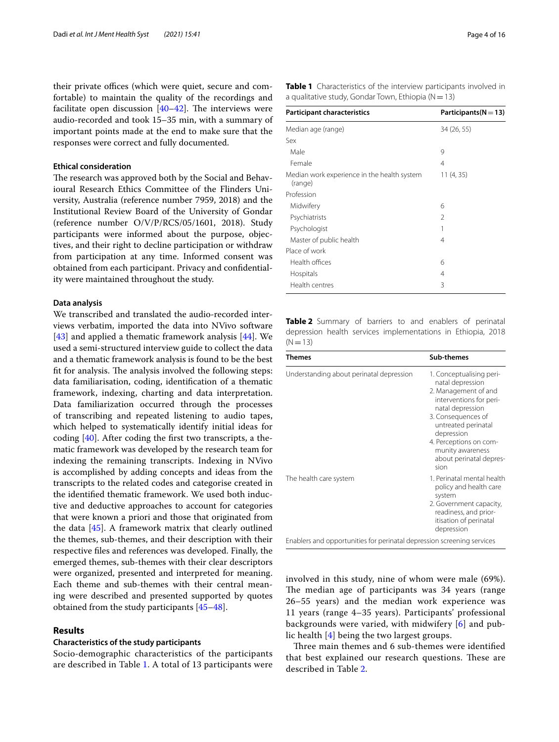their private offices (which were quiet, secure and comfortable) to maintain the quality of the recordings and facilitate open discussion [40–42]. The interviews were audio-recorded and took 15–35 min, with a summary of important points made at the end to make sure that the responses were correct and fully documented.

### Ethical consideration

The research was approved both by the Social and Behavioural Research Ethics Committee of the Flinders University, Australia (reference number 7959, 2018) and the Institutional Review Board of the University of Gondar (reference number O/V/P/RCS/05/1601, 2018). Study participants were informed about the purpose, objectives, and their right to decline participation or withdraw from participation at any time. Informed consent was obtained from each participant. Privacy and confidentiality were maintained throughout the study.

### Data analysis

We transcribed and translated the audio-recorded interviews verbatim, imported the data into NVivo software [43] and applied a thematic framework analysis [44]. We used a semi-structured interview guide to collect the data and a thematic framework analysis is found to be the best fit for analysis. The analysis involved the following steps: data familiarisation, coding, identification of a thematic framework, indexing, charting and data interpretation. Data familiarization occurred through the processes of transcribing and repeated listening to audio tapes, which helped to systematically identify initial ideas for coding [40]. After coding the first two transcripts, a thematic framework was developed by the research team for indexing the remaining transcripts. Indexing in NVivo is accomplished by adding concepts and ideas from the transcripts to the related codes and categorise created in the identified thematic framework. We used both inductive and deductive approaches to account for categories that were known a priori and those that originated from the data [45]. A framework matrix that clearly outlined the themes, sub-themes, and their description with their respective files and references was developed. Finally, the emerged themes, sub-themes with their clear descriptors were organized, presented and interpreted for meaning. Each theme and sub-themes with their central meaning were described and presented supported by quotes obtained from the study participants [45–48].

## Results

### Characteristics of the study participants

Socio-demographic characteristics of the participants are described in Table 1. A total of 13 participants were involved in this study, nine of whom were male (69%). The median age of participants was 34 years (range 26–55 years) and the median work experience was 11 years (range 4–35 years). Participants' professional backgrounds were varied, with midwifery [6] and public health [4] being the two largest groups.

Three main themes and 6 sub-themes were identified that best explained our research questions. These are described in Table 2.

**Table 1** Characteristics of the interview participants involved in a qualitative study, Gondar Town, Ethiopia (N = 13)

| Participant characteristics | Participants(N = 13) |
|---|---|
| Median age (range) | 34 (26, 55) |
| Sex | |
| Male | 9 |
| Female | 4 |
| Median work experience in the health system (range) | 11 (4, 35) |
| Profession | |
| Midwifery | 6 |
| Psychiatrists | 2 |
| Psychologist | 1 |
| Master of public health | 4 |
| Place of work | |
| Health offices | 6 |
| Hospitals | 4 |
| Health centres | 3 |

**Table 2** Summary of barriers to and enablers of perinatal depression health services implementations in Ethiopia, 2018 (N = 13)

| Themes | Sub-themes |
|---|---|
| Understanding about perinatal depression | 1. Conceptualising perinatal depression<br>2. Management of and interventions for perinatal depression<br>3. Consequences of untreated perinatal depression<br>4. Perceptions on community awareness about perinatal depression |
| The health care system | 1. Perinatal mental health policy and health care system<br>2. Government capacity, readiness, and prioritisation of perinatal depression |
| Enablers and opportunities for perinatal depression screening services | |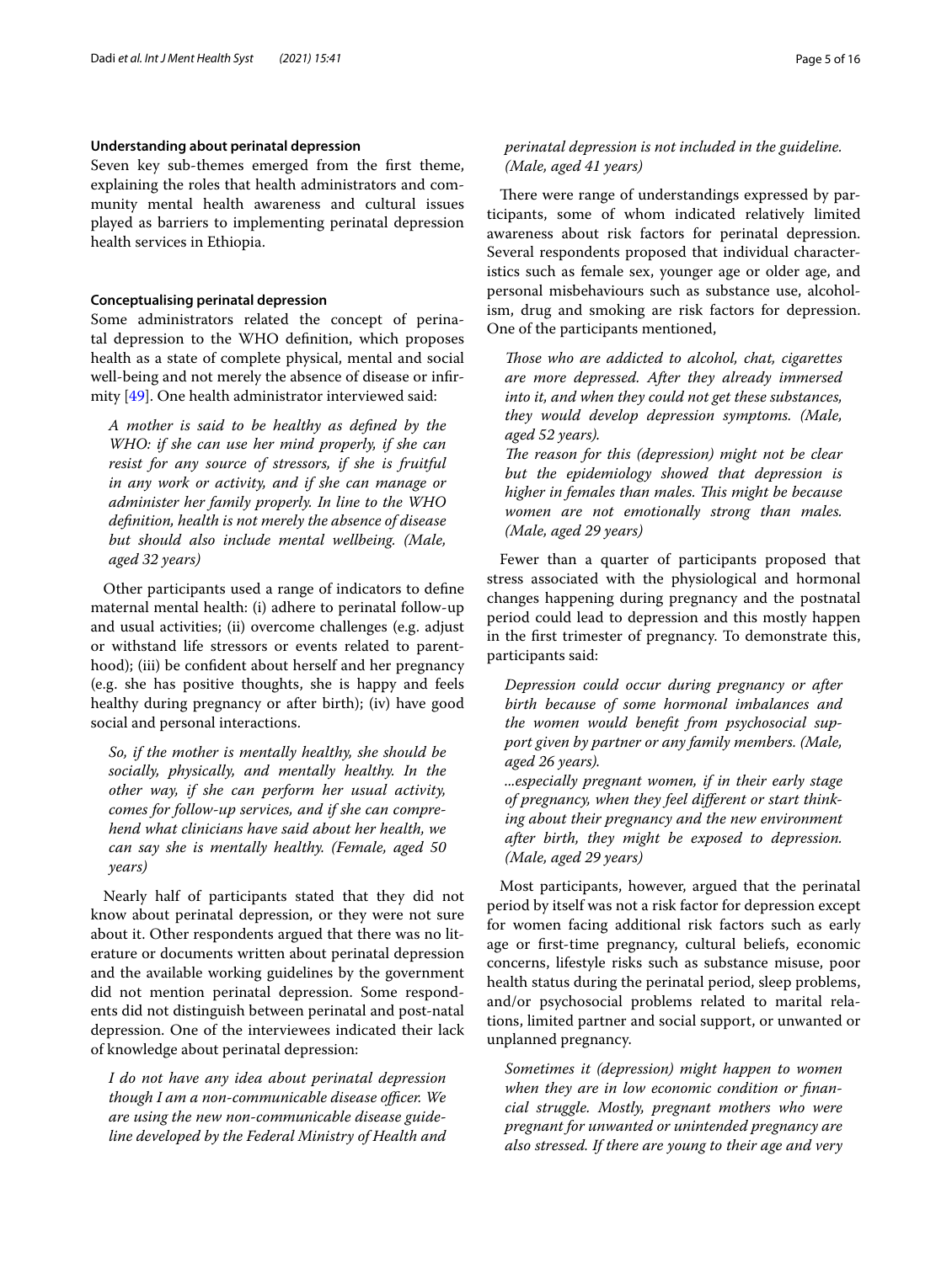### Understanding about perinatal depression

Seven key sub-themes emerged from the first theme, explaining the roles that health administrators and community mental health awareness and cultural issues played as barriers to implementing perinatal depression health services in Ethiopia.

### Conceptualising perinatal depression

Some administrators related the concept of perinatal depression to the WHO definition, which proposes health as a state of complete physical, mental and social well-being and not merely the absence of disease or infirmity [49]. One health administrator interviewed said:

> *A mother is said to be healthy as defined by the WHO: if she can use her mind properly, if she can resist for any source of stressors, if she is fruitful in any work or activity, and if she can manage or administer her family properly. In line to the WHO definition, health is not merely the absence of disease but should also include mental wellbeing. (Male, aged 32 years)*

Other participants used a range of indicators to define maternal mental health: (i) adhere to perinatal follow-up and usual activities; (ii) overcome challenges (e.g. adjust or withstand life stressors or events related to parenthood); (iii) be confident about herself and her pregnancy (e.g. she has positive thoughts, she is happy and feels healthy during pregnancy or after birth); (iv) have good social and personal interactions.

> *So, if the mother is mentally healthy, she should be socially, physically, and mentally healthy. In the other way, if she can perform her usual activity, comes for follow-up services, and if she can comprehend what clinicians have said about her health, we can say she is mentally healthy. (Female, aged 50 years)*

Nearly half of participants stated that they did not know about perinatal depression, or they were not sure about it. Other respondents argued that there was no literature or documents written about perinatal depression and the available working guidelines by the government did not mention perinatal depression. Some respondents did not distinguish between perinatal and post-natal depression. One of the interviewees indicated their lack of knowledge about perinatal depression:

> *I do not have any idea about perinatal depression though I am a non-communicable disease officer. We are using the new non-communicable disease guideline developed by the Federal Ministry of Health and perinatal depression is not included in the guideline. (Male, aged 41 years)*

There were range of understandings expressed by participants, some of whom indicated relatively limited awareness about risk factors for perinatal depression. Several respondents proposed that individual characteristics such as female sex, younger age or older age, and personal misbehaviours such as substance use, alcoholism, drug and smoking are risk factors for depression. One of the participants mentioned,

> *Those who are addicted to alcohol, chat, cigarettes are more depressed. After they already immersed into it, and when they could not get these substances, they would develop depression symptoms. (Male, aged 52 years).*
>
> *The reason for this (depression) might not be clear but the epidemiology showed that depression is higher in females than males. This might be because women are not emotionally strong than males. (Male, aged 29 years)*

Fewer than a quarter of participants proposed that stress associated with the physiological and hormonal changes happening during pregnancy and the postnatal period could lead to depression and this mostly happen in the first trimester of pregnancy. To demonstrate this, participants said:

> *Depression could occur during pregnancy or after birth because of some hormonal imbalances and the women would benefit from psychosocial support given by partner or any family members. (Male, aged 26 years).*
>
> *...especially pregnant women, if in their early stage of pregnancy, when they feel different or start thinking about their pregnancy and the new environment after birth, they might be exposed to depression. (Male, aged 29 years)*

Most participants, however, argued that the perinatal period by itself was not a risk factor for depression except for women facing additional risk factors such as early age or first-time pregnancy, cultural beliefs, economic concerns, lifestyle risks such as substance misuse, poor health status during the perinatal period, sleep problems, and/or psychosocial problems related to marital relations, limited partner and social support, or unwanted or unplanned pregnancy.

> *Sometimes it (depression) might happen to women when they are in low economic condition or financial struggle. Mostly, pregnant mothers who were pregnant for unwanted or unintended pregnancy are also stressed. If there are young to their age and very*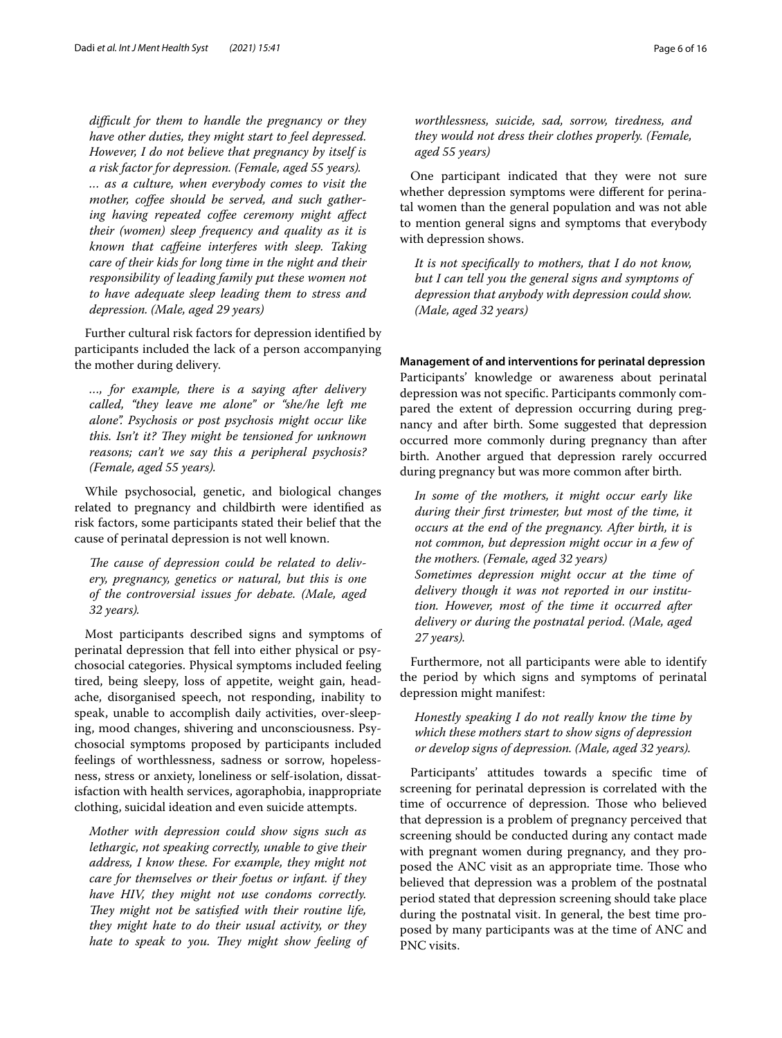*difficult for them to handle the pregnancy or they have other duties, they might start to feel depressed. However, I do not believe that pregnancy by itself is a risk factor for depression. (Female, aged 55 years).*

*… as a culture, when everybody comes to visit the mother, coffee should be served, and such gathering having repeated coffee ceremony might affect their (women) sleep frequency and quality as it is known that caffeine interferes with sleep. Taking care of their kids for long time in the night and their responsibility of leading family put these women not to have adequate sleep leading them to stress and depression. (Male, aged 29 years)*

Further cultural risk factors for depression identified by participants included the lack of a person accompanying the mother during delivery.

*…, for example, there is a saying after delivery called, "they leave me alone" or "she/he left me alone". Psychosis or post psychosis might occur like this. Isn't it? They might be tensioned for unknown reasons; can't we say this a peripheral psychosis? (Female, aged 55 years).*

While psychosocial, genetic, and biological changes related to pregnancy and childbirth were identified as risk factors, some participants stated their belief that the cause of perinatal depression is not well known.

*The cause of depression could be related to delivery, pregnancy, genetics or natural, but this is one of the controversial issues for debate. (Male, aged 32 years).*

Most participants described signs and symptoms of perinatal depression that fell into either physical or psychosocial categories. Physical symptoms included feeling tired, being sleepy, loss of appetite, weight gain, headache, disorganised speech, not responding, inability to speak, unable to accomplish daily activities, over-sleeping, mood changes, shivering and unconsciousness. Psychosocial symptoms proposed by participants included feelings of worthlessness, sadness or sorrow, hopelessness, stress or anxiety, loneliness or self-isolation, dissatisfaction with health services, agoraphobia, inappropriate clothing, suicidal ideation and even suicide attempts.

*Mother with depression could show signs such as lethargic, not speaking correctly, unable to give their address, I know these. For example, they might not care for themselves or their foetus or infant. if they have HIV, they might not use condoms correctly. They might not be satisfied with their routine life, they might hate to do their usual activity, or they hate to speak to you. They might show feeling of worthlessness, suicide, sad, sorrow, tiredness, and they would not dress their clothes properly. (Female, aged 55 years)*

One participant indicated that they were not sure whether depression symptoms were different for perinatal women than the general population and was not able to mention general signs and symptoms that everybody with depression shows.

*It is not specifically to mothers, that I do not know, but I can tell you the general signs and symptoms of depression that anybody with depression could show. (Male, aged 32 years)*

**Management of and interventions for perinatal depression**

Participants' knowledge or awareness about perinatal depression was not specific. Participants commonly compared the extent of depression occurring during pregnancy and after birth. Some suggested that depression occurred more commonly during pregnancy than after birth. Another argued that depression rarely occurred during pregnancy but was more common after birth.

*In some of the mothers, it might occur early like during their first trimester, but most of the time, it occurs at the end of the pregnancy. After birth, it is not common, but depression might occur in a few of the mothers. (Female, aged 32 years)*

*Sometimes depression might occur at the time of delivery though it was not reported in our institution. However, most of the time it occurred after delivery or during the postnatal period. (Male, aged 27 years).*

Furthermore, not all participants were able to identify the period by which signs and symptoms of perinatal depression might manifest:

*Honestly speaking I do not really know the time by which these mothers start to show signs of depression or develop signs of depression. (Male, aged 32 years).*

Participants' attitudes towards a specific time of screening for perinatal depression is correlated with the time of occurrence of depression. Those who believed that depression is a problem of pregnancy perceived that screening should be conducted during any contact made with pregnant women during pregnancy, and they proposed the ANC visit as an appropriate time. Those who believed that depression was a problem of the postnatal period stated that depression screening should take place during the postnatal visit. In general, the best time proposed by many participants was at the time of ANC and PNC visits.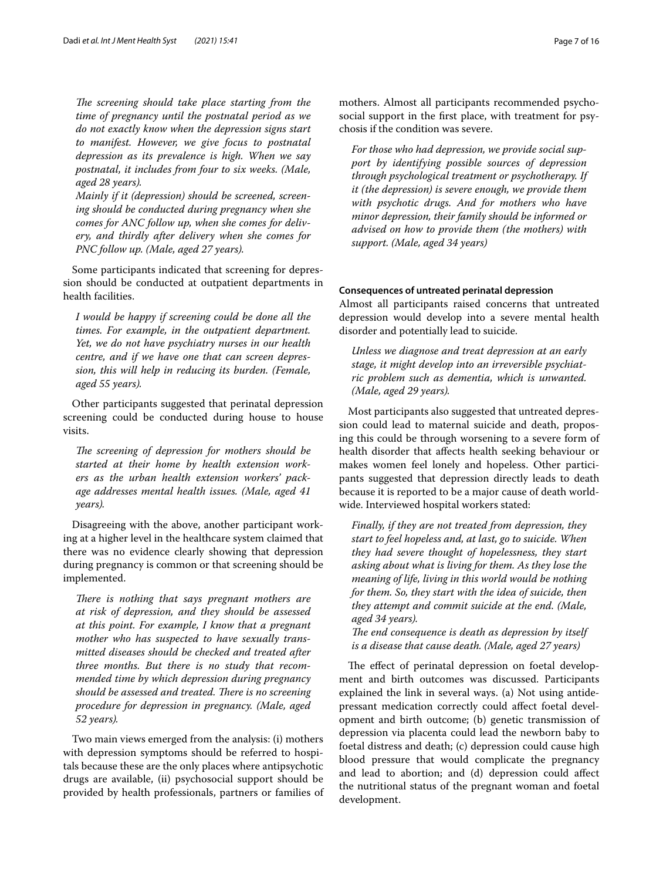*The screening should take place starting from the time of pregnancy until the postnatal period as we do not exactly know when the depression signs start to manifest. However, we give focus to postnatal depression as its prevalence is high. When we say postnatal, it includes from four to six weeks. (Male, aged 28 years).*

*Mainly if it (depression) should be screened, screening should be conducted during pregnancy when she comes for ANC follow up, when she comes for delivery, and thirdly after delivery when she comes for PNC follow up. (Male, aged 27 years).*

Some participants indicated that screening for depression should be conducted at outpatient departments in health facilities.

*I would be happy if screening could be done all the times. For example, in the outpatient department. Yet, we do not have psychiatry nurses in our health centre, and if we have one that can screen depression, this will help in reducing its burden. (Female, aged 55 years).*

Other participants suggested that perinatal depression screening could be conducted during house to house visits.

*The screening of depression for mothers should be started at their home by health extension workers as the urban health extension workers' package addresses mental health issues. (Male, aged 41 years).*

Disagreeing with the above, another participant working at a higher level in the healthcare system claimed that there was no evidence clearly showing that depression during pregnancy is common or that screening should be implemented.

*There is nothing that says pregnant mothers are at risk of depression, and they should be assessed at this point. For example, I know that a pregnant mother who has suspected to have sexually transmitted diseases should be checked and treated after three months. But there is no study that recommended time by which depression during pregnancy should be assessed and treated. There is no screening procedure for depression in pregnancy. (Male, aged 52 years).*

Two main views emerged from the analysis: (i) mothers with depression symptoms should be referred to hospitals because these are the only places where antipsychotic drugs are available, (ii) psychosocial support should be provided by health professionals, partners or families of mothers. Almost all participants recommended psychosocial support in the first place, with treatment for psychosis if the condition was severe.

*For those who had depression, we provide social support by identifying possible sources of depression through psychological treatment or psychotherapy. If it (the depression) is severe enough, we provide them with psychotic drugs. And for mothers who have minor depression, their family should be informed or advised on how to provide them (the mothers) with support. (Male, aged 34 years)*

#### Consequences of untreated perinatal depression

Almost all participants raised concerns that untreated depression would develop into a severe mental health disorder and potentially lead to suicide.

*Unless we diagnose and treat depression at an early stage, it might develop into an irreversible psychiatric problem such as dementia, which is unwanted. (Male, aged 29 years).*

Most participants also suggested that untreated depression could lead to maternal suicide and death, proposing this could be through worsening to a severe form of health disorder that affects health seeking behaviour or makes women feel lonely and hopeless. Other participants suggested that depression directly leads to death because it is reported to be a major cause of death worldwide. Interviewed hospital workers stated:

*Finally, if they are not treated from depression, they start to feel hopeless and, at last, go to suicide. When they had severe thought of hopelessness, they start asking about what is living for them. As they lose the meaning of life, living in this world would be nothing for them. So, they start with the idea of suicide, then they attempt and commit suicide at the end. (Male, aged 34 years).*

*The end consequence is death as depression by itself is a disease that cause death. (Male, aged 27 years)*

The effect of perinatal depression on foetal development and birth outcomes was discussed. Participants explained the link in several ways. (a) Not using antidepressant medication correctly could affect foetal development and birth outcome; (b) genetic transmission of depression via placenta could lead the newborn baby to foetal distress and death; (c) depression could cause high blood pressure that would complicate the pregnancy and lead to abortion; and (d) depression could affect the nutritional status of the pregnant woman and foetal development.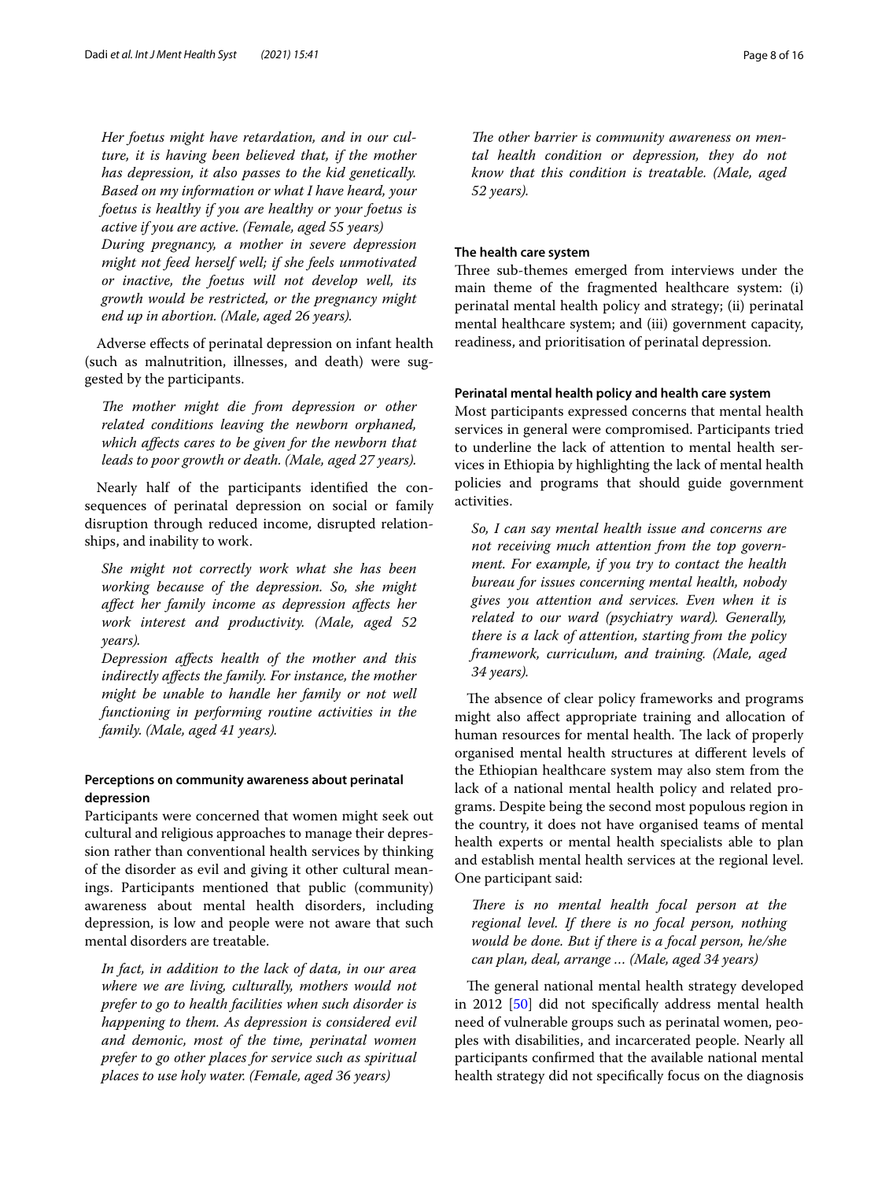*Her foetus might have retardation, and in our culture, it is having been believed that, if the mother has depression, it also passes to the kid genetically. Based on my information or what I have heard, your foetus is healthy if you are healthy or your foetus is active if you are active. (Female, aged 55 years)*

*During pregnancy, a mother in severe depression might not feed herself well; if she feels unmotivated or inactive, the foetus will not develop well, its growth would be restricted, or the pregnancy might end up in abortion. (Male, aged 26 years).*

Adverse effects of perinatal depression on infant health (such as malnutrition, illnesses, and death) were suggested by the participants.

*The mother might die from depression or other related conditions leaving the newborn orphaned, which affects cares to be given for the newborn that leads to poor growth or death. (Male, aged 27 years).*

Nearly half of the participants identified the consequences of perinatal depression on social or family disruption through reduced income, disrupted relationships, and inability to work.

*She might not correctly work what she has been working because of the depression. So, she might affect her family income as depression affects her work interest and productivity. (Male, aged 52 years).*

*Depression affects health of the mother and this indirectly affects the family. For instance, the mother might be unable to handle her family or not well functioning in performing routine activities in the family. (Male, aged 41 years).*

### Perceptions on community awareness about perinatal depression

Participants were concerned that women might seek out cultural and religious approaches to manage their depression rather than conventional health services by thinking of the disorder as evil and giving it other cultural meanings. Participants mentioned that public (community) awareness about mental health disorders, including depression, is low and people were not aware that such mental disorders are treatable.

*In fact, in addition to the lack of data, in our area where we are living, culturally, mothers would not prefer to go to health facilities when such disorder is happening to them. As depression is considered evil and demonic, most of the time, perinatal women prefer to go other places for service such as spiritual places to use holy water. (Female, aged 36 years)*

*The other barrier is community awareness on mental health condition or depression, they do not know that this condition is treatable. (Male, aged 52 years).*

### The health care system

Three sub-themes emerged from interviews under the main theme of the fragmented healthcare system: (i) perinatal mental health policy and strategy; (ii) perinatal mental healthcare system; and (iii) government capacity, readiness, and prioritisation of perinatal depression.

### Perinatal mental health policy and health care system

Most participants expressed concerns that mental health services in general were compromised. Participants tried to underline the lack of attention to mental health services in Ethiopia by highlighting the lack of mental health policies and programs that should guide government activities.

*So, I can say mental health issue and concerns are not receiving much attention from the top government. For example, if you try to contact the health bureau for issues concerning mental health, nobody gives you attention and services. Even when it is related to our ward (psychiatry ward). Generally, there is a lack of attention, starting from the policy framework, curriculum, and training. (Male, aged 34 years).*

The absence of clear policy frameworks and programs might also affect appropriate training and allocation of human resources for mental health. The lack of properly organised mental health structures at different levels of the Ethiopian healthcare system may also stem from the lack of a national mental health policy and related programs. Despite being the second most populous region in the country, it does not have organised teams of mental health experts or mental health specialists able to plan and establish mental health services at the regional level. One participant said:

*There is no mental health focal person at the regional level. If there is no focal person, nothing would be done. But if there is a focal person, he/she can plan, deal, arrange … (Male, aged 34 years)*

The general national mental health strategy developed in 2012 [50] did not specifically address mental health need of vulnerable groups such as perinatal women, peoples with disabilities, and incarcerated people. Nearly all participants confirmed that the available national mental health strategy did not specifically focus on the diagnosis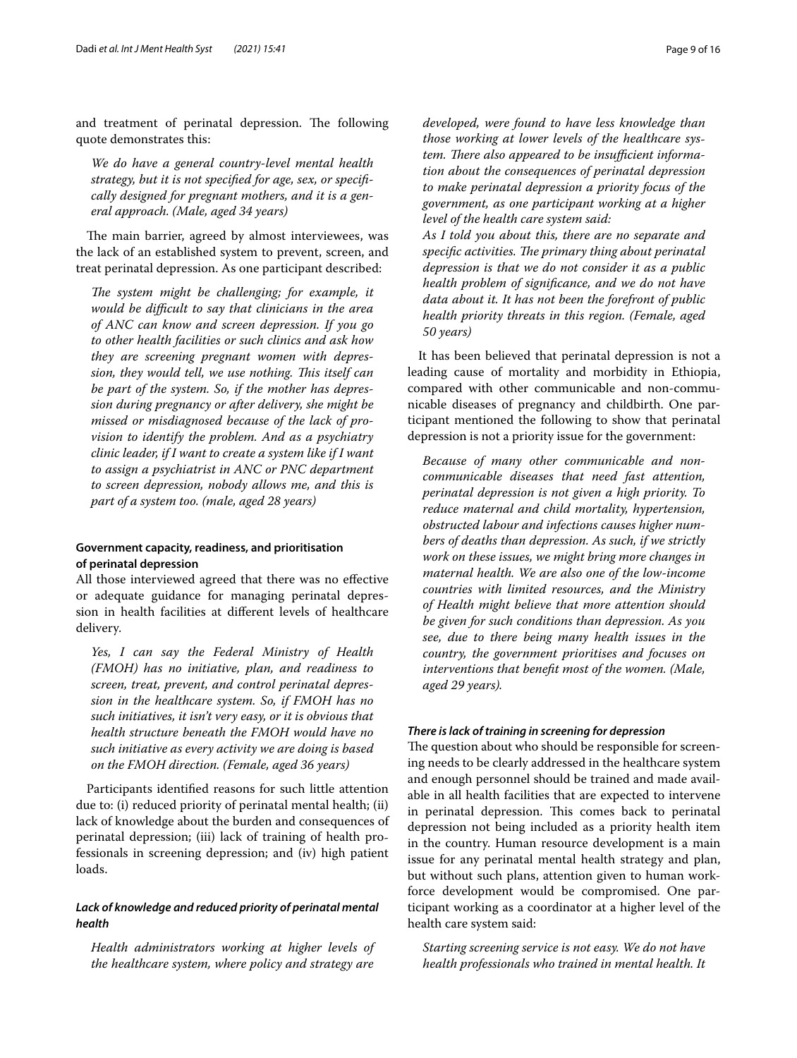and treatment of perinatal depression. The following quote demonstrates this:

> *We do have a general country-level mental health strategy, but it is not specified for age, sex, or specifically designed for pregnant mothers, and it is a general approach. (Male, aged 34 years)*

The main barrier, agreed by almost interviewees, was the lack of an established system to prevent, screen, and treat perinatal depression. As one participant described:

> *The system might be challenging; for example, it would be difficult to say that clinicians in the area of ANC can know and screen depression. If you go to other health facilities or such clinics and ask how they are screening pregnant women with depression, they would tell, we use nothing. This itself can be part of the system. So, if the mother has depression during pregnancy or after delivery, she might be missed or misdiagnosed because of the lack of provision to identify the problem. And as a psychiatry clinic leader, if I want to create a system like if I want to assign a psychiatrist in ANC or PNC department to screen depression, nobody allows me, and this is part of a system too. (male, aged 28 years)*

#### Government capacity, readiness, and prioritisation of perinatal depression

All those interviewed agreed that there was no effective or adequate guidance for managing perinatal depression in health facilities at different levels of healthcare delivery.

> *Yes, I can say the Federal Ministry of Health (FMOH) has no initiative, plan, and readiness to screen, treat, prevent, and control perinatal depression in the healthcare system. So, if FMOH has no such initiatives, it isn't very easy, or it is obvious that health structure beneath the FMOH would have no such initiative as every activity we are doing is based on the FMOH direction. (Female, aged 36 years)*

Participants identified reasons for such little attention due to: (i) reduced priority of perinatal mental health; (ii) lack of knowledge about the burden and consequences of perinatal depression; (iii) lack of training of health professionals in screening depression; and (iv) high patient loads.

##### *Lack of knowledge and reduced priority of perinatal mental health*

*Health administrators working at higher levels of the healthcare system, where policy and strategy are developed, were found to have less knowledge than those working at lower levels of the healthcare system. There also appeared to be insufficient information about the consequences of perinatal depression to make perinatal depression a priority focus of the government, as one participant working at a higher level of the health care system said:*

> *As I told you about this, there are no separate and specific activities. The primary thing about perinatal depression is that we do not consider it as a public health problem of significance, and we do not have data about it. It has not been the forefront of public health priority threats in this region. (Female, aged 50 years)*

It has been believed that perinatal depression is not a leading cause of mortality and morbidity in Ethiopia, compared with other communicable and non-communicable diseases of pregnancy and childbirth. One participant mentioned the following to show that perinatal depression is not a priority issue for the government:

> *Because of many other communicable and non-communicable diseases that need fast attention, perinatal depression is not given a high priority. To reduce maternal and child mortality, hypertension, obstructed labour and infections causes higher numbers of deaths than depression. As such, if we strictly work on these issues, we might bring more changes in maternal health. We are also one of the low-income countries with limited resources, and the Ministry of Health might believe that more attention should be given for such conditions than depression. As you see, due to there being many health issues in the country, the government prioritises and focuses on interventions that benefit most of the women. (Male, aged 29 years).*

##### *There is lack of training in screening for depression*

The question about who should be responsible for screening needs to be clearly addressed in the healthcare system and enough personnel should be trained and made available in all health facilities that are expected to intervene in perinatal depression. This comes back to perinatal depression not being included as a priority health item in the country. Human resource development is a main issue for any perinatal mental health strategy and plan, but without such plans, attention given to human workforce development would be compromised. One participant working as a coordinator at a higher level of the health care system said:

> *Starting screening service is not easy. We do not have health professionals who trained in mental health. It*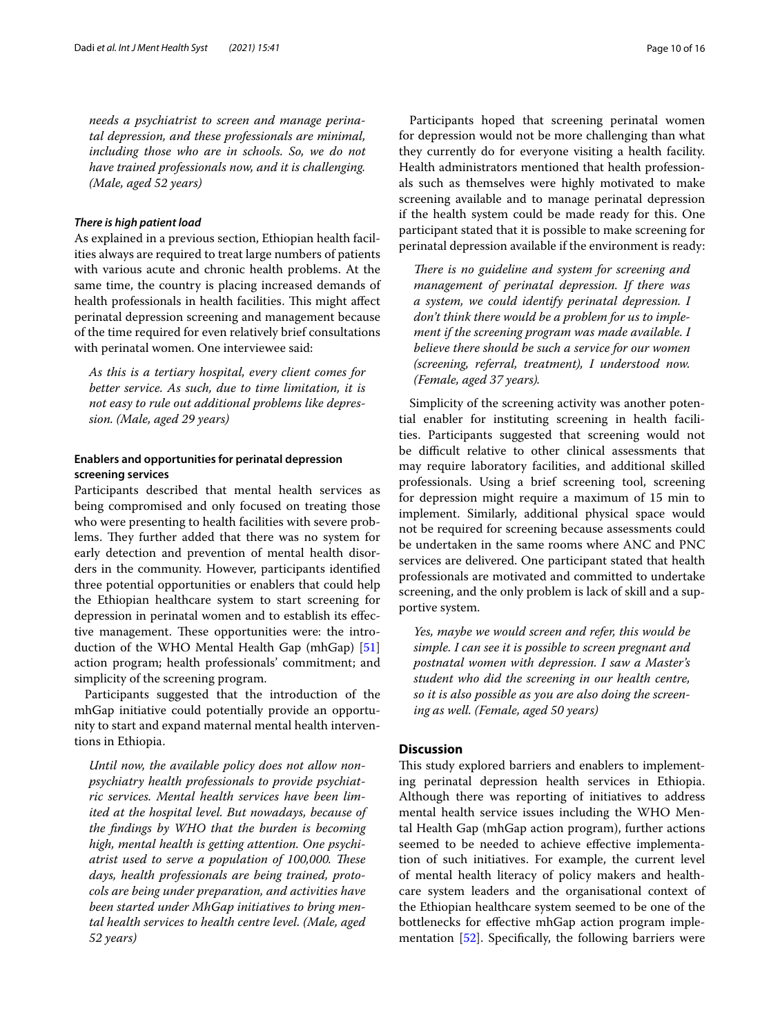*needs a psychiatrist to screen and manage perinatal depression, and these professionals are minimal, including those who are in schools. So, we do not have trained professionals now, and it is challenging. (Male, aged 52 years)*

#### *There is high patient load*

As explained in a previous section, Ethiopian health facilities always are required to treat large numbers of patients with various acute and chronic health problems. At the same time, the country is placing increased demands of health professionals in health facilities. This might affect perinatal depression screening and management because of the time required for even relatively brief consultations with perinatal women. One interviewee said:

*As this is a tertiary hospital, every client comes for better service. As such, due to time limitation, it is not easy to rule out additional problems like depression. (Male, aged 29 years)*

### Enablers and opportunities for perinatal depression screening services

Participants described that mental health services as being compromised and only focused on treating those who were presenting to health facilities with severe problems. They further added that there was no system for early detection and prevention of mental health disorders in the community. However, participants identified three potential opportunities or enablers that could help the Ethiopian healthcare system to start screening for depression in perinatal women and to establish its effective management. These opportunities were: the introduction of the WHO Mental Health Gap (mhGap) [51] action program; health professionals' commitment; and simplicity of the screening program.

Participants suggested that the introduction of the mhGap initiative could potentially provide an opportunity to start and expand maternal mental health interventions in Ethiopia.

*Until now, the available policy does not allow non-psychiatry health professionals to provide psychiatric services. Mental health services have been limited at the hospital level. But nowadays, because of the findings by WHO that the burden is becoming high, mental health is getting attention. One psychiatrist used to serve a population of 100,000. These days, health professionals are being trained, protocols are being under preparation, and activities have been started under MhGap initiatives to bring mental health services to health centre level. (Male, aged 52 years)*

Participants hoped that screening perinatal women for depression would not be more challenging than what they currently do for everyone visiting a health facility. Health administrators mentioned that health professionals such as themselves were highly motivated to make screening available and to manage perinatal depression if the health system could be made ready for this. One participant stated that it is possible to make screening for perinatal depression available if the environment is ready:

*There is no guideline and system for screening and management of perinatal depression. If there was a system, we could identify perinatal depression. I don't think there would be a problem for us to implement if the screening program was made available. I believe there should be such a service for our women (screening, referral, treatment), I understood now. (Female, aged 37 years).*

Simplicity of the screening activity was another potential enabler for instituting screening in health facilities. Participants suggested that screening would not be difficult relative to other clinical assessments that may require laboratory facilities, and additional skilled professionals. Using a brief screening tool, screening for depression might require a maximum of 15 min to implement. Similarly, additional physical space would not be required for screening because assessments could be undertaken in the same rooms where ANC and PNC services are delivered. One participant stated that health professionals are motivated and committed to undertake screening, and the only problem is lack of skill and a supportive system.

*Yes, maybe we would screen and refer, this would be simple. I can see it is possible to screen pregnant and postnatal women with depression. I saw a Master's student who did the screening in our health centre, so it is also possible as you are also doing the screening as well. (Female, aged 50 years)*

## Discussion

This study explored barriers and enablers to implementing perinatal depression health services in Ethiopia. Although there was reporting of initiatives to address mental health service issues including the WHO Mental Health Gap (mhGap action program), further actions seemed to be needed to achieve effective implementation of such initiatives. For example, the current level of mental health literacy of policy makers and healthcare system leaders and the organisational context of the Ethiopian healthcare system seemed to be one of the bottlenecks for effective mhGap action program implementation [52]. Specifically, the following barriers were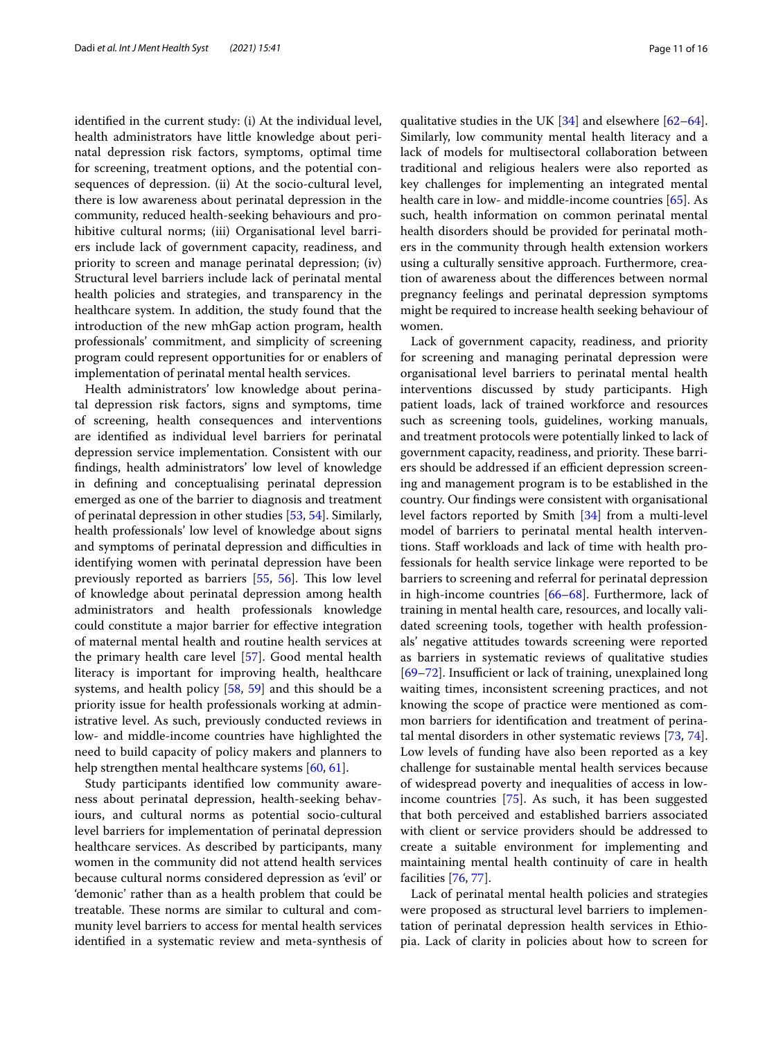identified in the current study: (i) At the individual level, health administrators have little knowledge about perinatal depression risk factors, symptoms, optimal time for screening, treatment options, and the potential consequences of depression. (ii) At the socio-cultural level, there is low awareness about perinatal depression in the community, reduced health-seeking behaviours and prohibitive cultural norms; (iii) Organisational level barriers include lack of government capacity, readiness, and priority to screen and manage perinatal depression; (iv) Structural level barriers include lack of perinatal mental health policies and strategies, and transparency in the healthcare system. In addition, the study found that the introduction of the new mhGap action program, health professionals' commitment, and simplicity of screening program could represent opportunities for or enablers of implementation of perinatal mental health services.

Health administrators' low knowledge about perinatal depression risk factors, signs and symptoms, time of screening, health consequences and interventions are identified as individual level barriers for perinatal depression service implementation. Consistent with our findings, health administrators' low level of knowledge in defining and conceptualising perinatal depression emerged as one of the barrier to diagnosis and treatment of perinatal depression in other studies [53, 54]. Similarly, health professionals' low level of knowledge about signs and symptoms of perinatal depression and difficulties in identifying women with perinatal depression have been previously reported as barriers [55, 56]. This low level of knowledge about perinatal depression among health administrators and health professionals knowledge could constitute a major barrier for effective integration of maternal mental health and routine health services at the primary health care level [57]. Good mental health literacy is important for improving health, healthcare systems, and health policy [58, 59] and this should be a priority issue for health professionals working at administrative level. As such, previously conducted reviews in low- and middle-income countries have highlighted the need to build capacity of policy makers and planners to help strengthen mental healthcare systems [60, 61].

Study participants identified low community awareness about perinatal depression, health-seeking behaviours, and cultural norms as potential socio-cultural level barriers for implementation of perinatal depression healthcare services. As described by participants, many women in the community did not attend health services because cultural norms considered depression as 'evil' or 'demonic' rather than as a health problem that could be treatable. These norms are similar to cultural and community level barriers to access for mental health services identified in a systematic review and meta-synthesis of qualitative studies in the UK [34] and elsewhere [62–64]. Similarly, low community mental health literacy and a lack of models for multisectoral collaboration between traditional and religious healers were also reported as key challenges for implementing an integrated mental health care in low- and middle-income countries [65]. As such, health information on common perinatal mental health disorders should be provided for perinatal mothers in the community through health extension workers using a culturally sensitive approach. Furthermore, creation of awareness about the differences between normal pregnancy feelings and perinatal depression symptoms might be required to increase health seeking behaviour of women.

Lack of government capacity, readiness, and priority for screening and managing perinatal depression were organisational level barriers to perinatal mental health interventions discussed by study participants. High patient loads, lack of trained workforce and resources such as screening tools, guidelines, working manuals, and treatment protocols were potentially linked to lack of government capacity, readiness, and priority. These barriers should be addressed if an efficient depression screening and management program is to be established in the country. Our findings were consistent with organisational level factors reported by Smith [34] from a multi-level model of barriers to perinatal mental health interventions. Staff workloads and lack of time with health professionals for health service linkage were reported to be barriers to screening and referral for perinatal depression in high-income countries [66–68]. Furthermore, lack of training in mental health care, resources, and locally validated screening tools, together with health professionals' negative attitudes towards screening were reported as barriers in systematic reviews of qualitative studies [69–72]. Insufficient or lack of training, unexplained long waiting times, inconsistent screening practices, and not knowing the scope of practice were mentioned as common barriers for identification and treatment of perinatal mental disorders in other systematic reviews [73, 74]. Low levels of funding have also been reported as a key challenge for sustainable mental health services because of widespread poverty and inequalities of access in low-income countries [75]. As such, it has been suggested that both perceived and established barriers associated with client or service providers should be addressed to create a suitable environment for implementing and maintaining mental health continuity of care in health facilities [76, 77].

Lack of perinatal mental health policies and strategies were proposed as structural level barriers to implementation of perinatal depression health services in Ethiopia. Lack of clarity in policies about how to screen for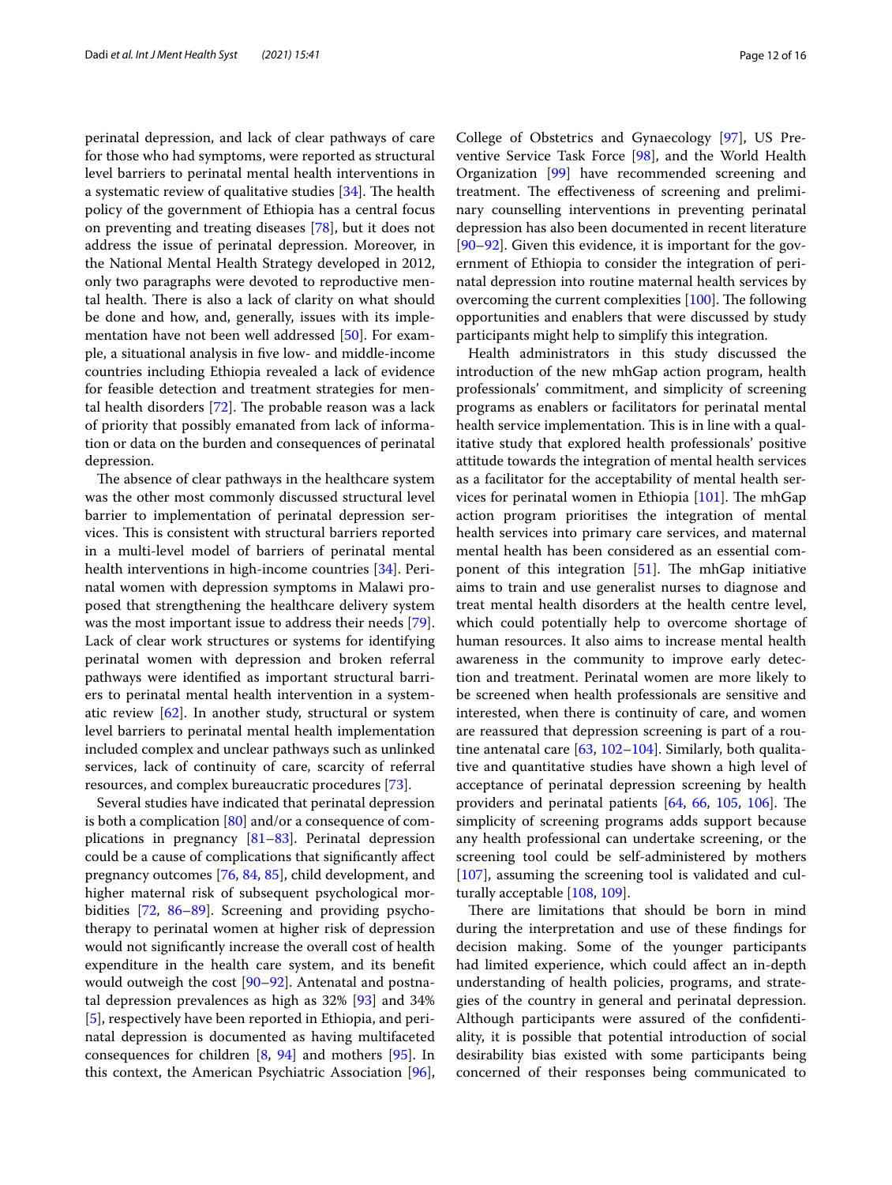perinatal depression, and lack of clear pathways of care for those who had symptoms, were reported as structural level barriers to perinatal mental health interventions in a systematic review of qualitative studies [34]. The health policy of the government of Ethiopia has a central focus on preventing and treating diseases [78], but it does not address the issue of perinatal depression. Moreover, in the National Mental Health Strategy developed in 2012, only two paragraphs were devoted to reproductive mental health. There is also a lack of clarity on what should be done and how, and, generally, issues with its implementation have not been well addressed [50]. For example, a situational analysis in five low- and middle-income countries including Ethiopia revealed a lack of evidence for feasible detection and treatment strategies for mental health disorders [72]. The probable reason was a lack of priority that possibly emanated from lack of information or data on the burden and consequences of perinatal depression.

The absence of clear pathways in the healthcare system was the other most commonly discussed structural level barrier to implementation of perinatal depression services. This is consistent with structural barriers reported in a multi-level model of barriers of perinatal mental health interventions in high-income countries [34]. Perinatal women with depression symptoms in Malawi proposed that strengthening the healthcare delivery system was the most important issue to address their needs [79]. Lack of clear work structures or systems for identifying perinatal women with depression and broken referral pathways were identified as important structural barriers to perinatal mental health intervention in a systematic review [62]. In another study, structural or system level barriers to perinatal mental health implementation included complex and unclear pathways such as unlinked services, lack of continuity of care, scarcity of referral resources, and complex bureaucratic procedures [73].

Several studies have indicated that perinatal depression is both a complication [80] and/or a consequence of complications in pregnancy [81–83]. Perinatal depression could be a cause of complications that significantly affect pregnancy outcomes [76, 84, 85], child development, and higher maternal risk of subsequent psychological morbidities [72, 86–89]. Screening and providing psychotherapy to perinatal women at higher risk of depression would not significantly increase the overall cost of health expenditure in the health care system, and its benefit would outweigh the cost [90–92]. Antenatal and postnatal depression prevalences as high as 32% [93] and 34% [5], respectively have been reported in Ethiopia, and perinatal depression is documented as having multifaceted consequences for children [8, 94] and mothers [95]. In this context, the American Psychiatric Association [96], College of Obstetrics and Gynaecology [97], US Preventive Service Task Force [98], and the World Health Organization [99] have recommended screening and treatment. The effectiveness of screening and preliminary counselling interventions in preventing perinatal depression has also been documented in recent literature [90–92]. Given this evidence, it is important for the government of Ethiopia to consider the integration of perinatal depression into routine maternal health services by overcoming the current complexities [100]. The following opportunities and enablers that were discussed by study participants might help to simplify this integration.

Health administrators in this study discussed the introduction of the new mhGap action program, health professionals' commitment, and simplicity of screening programs as enablers or facilitators for perinatal mental health service implementation. This is in line with a qualitative study that explored health professionals' positive attitude towards the integration of mental health services as a facilitator for the acceptability of mental health services for perinatal women in Ethiopia [101]. The mhGap action program prioritises the integration of mental health services into primary care services, and maternal mental health has been considered as an essential component of this integration [51]. The mhGap initiative aims to train and use generalist nurses to diagnose and treat mental health disorders at the health centre level, which could potentially help to overcome shortage of human resources. It also aims to increase mental health awareness in the community to improve early detection and treatment. Perinatal women are more likely to be screened when health professionals are sensitive and interested, when there is continuity of care, and women are reassured that depression screening is part of a routine antenatal care [63, 102–104]. Similarly, both qualitative and quantitative studies have shown a high level of acceptance of perinatal depression screening by health providers and perinatal patients [64, 66, 105, 106]. The simplicity of screening programs adds support because any health professional can undertake screening, or the screening tool could be self-administered by mothers [107], assuming the screening tool is validated and culturally acceptable [108, 109].

There are limitations that should be born in mind during the interpretation and use of these findings for decision making. Some of the younger participants had limited experience, which could affect an in-depth understanding of health policies, programs, and strategies of the country in general and perinatal depression. Although participants were assured of the confidentiality, it is possible that potential introduction of social desirability bias existed with some participants being concerned of their responses being communicated to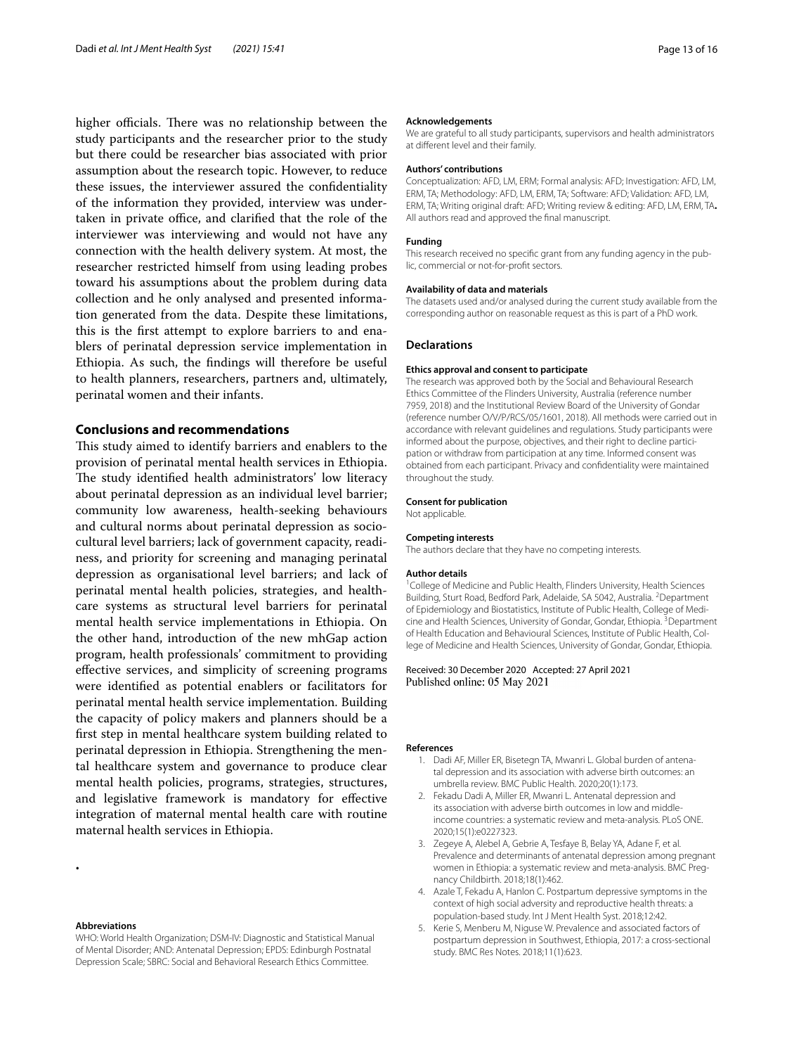higher officials. There was no relationship between the study participants and the researcher prior to the study but there could be researcher bias associated with prior assumption about the research topic. However, to reduce these issues, the interviewer assured the confidentiality of the information they provided, interview was undertaken in private office, and clarified that the role of the interviewer was interviewing and would not have any connection with the health delivery system. At most, the researcher restricted himself from using leading probes toward his assumptions about the problem during data collection and he only analysed and presented information generated from the data. Despite these limitations, this is the first attempt to explore barriers to and enablers of perinatal depression service implementation in Ethiopia. As such, the findings will therefore be useful to health planners, researchers, partners and, ultimately, perinatal women and their infants.

## Conclusions and recommendations

This study aimed to identify barriers and enablers to the provision of perinatal mental health services in Ethiopia. The study identified health administrators' low literacy about perinatal depression as an individual level barrier; community low awareness, health-seeking behaviours and cultural norms about perinatal depression as sociocultural level barriers; lack of government capacity, readiness, and priority for screening and managing perinatal depression as organisational level barriers; and lack of perinatal mental health policies, strategies, and healthcare systems as structural level barriers for perinatal mental health service implementations in Ethiopia. On the other hand, introduction of the new mhGap action program, health professionals' commitment to providing effective services, and simplicity of screening programs were identified as potential enablers or facilitators for perinatal mental health service implementation. Building the capacity of policy makers and planners should be a first step in mental healthcare system building related to perinatal depression in Ethiopia. Strengthening the mental healthcare system and governance to produce clear mental health policies, programs, strategies, structures, and legislative framework is mandatory for effective integration of maternal mental health care with routine maternal health services in Ethiopia.

.

### Abbreviations

WHO: World Health Organization; DSM-IV: Diagnostic and Statistical Manual of Mental Disorder; AND: Antenatal Depression; EPDS: Edinburgh Postnatal Depression Scale; SBRC: Social and Behavioral Research Ethics Committee.

### Acknowledgements

We are grateful to all study participants, supervisors and health administrators at different level and their family.

### Authors' contributions

Conceptualization: AFD, LM, ERM; Formal analysis: AFD; Investigation: AFD, LM, ERM, TA; Methodology: AFD, LM, ERM, TA; Software: AFD; Validation: AFD, LM, ERM, TA; Writing original draft: AFD; Writing review & editing: AFD, LM, ERM, TA**.** All authors read and approved the final manuscript.

### Funding

This research received no specific grant from any funding agency in the public, commercial or not-for-profit sectors.

### Availability of data and materials

The datasets used and/or analysed during the current study available from the corresponding author on reasonable request as this is part of a PhD work.

## Declarations

### Ethics approval and consent to participate

The research was approved both by the Social and Behavioural Research Ethics Committee of the Flinders University, Australia (reference number 7959, 2018) and the Institutional Review Board of the University of Gondar (reference number O/V/P/RCS/05/1601, 2018). All methods were carried out in accordance with relevant guidelines and regulations. Study participants were informed about the purpose, objectives, and their right to decline participation or withdraw from participation at any time. Informed consent was obtained from each participant. Privacy and confidentiality were maintained throughout the study.

### Consent for publication

Not applicable.

### Competing interests

The authors declare that they have no competing interests.

### Author details

[1] College of Medicine and Public Health, Flinders University, Health Sciences Building, Sturt Road, Bedford Park, Adelaide, SA 5042, Australia. [2] Department of Epidemiology and Biostatistics, Institute of Public Health, College of Medicine and Health Sciences, University of Gondar, Gondar, Ethiopia. [3] Department of Health Education and Behavioural Sciences, Institute of Public Health, College of Medicine and Health Sciences, University of Gondar, Gondar, Ethiopia.

Received: 30 December 2020 Accepted: 27 April 2021
Published online: 05 May 2021

### References

1. Dadi AF, Miller ER, Bisetegn TA, Mwanri L. Global burden of antenatal depression and its association with adverse birth outcomes: an umbrella review. BMC Public Health. 2020;20(1):173.
2. Fekadu Dadi A, Miller ER, Mwanri L. Antenatal depression and its association with adverse birth outcomes in low and middle-income countries: a systematic review and meta-analysis. PLoS ONE. 2020;15(1):e0227323.
3. Zegeye A, Alebel A, Gebrie A, Tesfaye B, Belay YA, Adane F, et al. Prevalence and determinants of antenatal depression among pregnant women in Ethiopia: a systematic review and meta-analysis. BMC Pregnancy Childbirth. 2018;18(1):462.
4. Azale T, Fekadu A, Hanlon C. Postpartum depressive symptoms in the context of high social adversity and reproductive health threats: a population-based study. Int J Ment Health Syst. 2018;12:42.
5. Kerie S, Menberu M, Niguse W. Prevalence and associated factors of postpartum depression in Southwest, Ethiopia, 2017: a cross-sectional study. BMC Res Notes. 2018;11(1):623.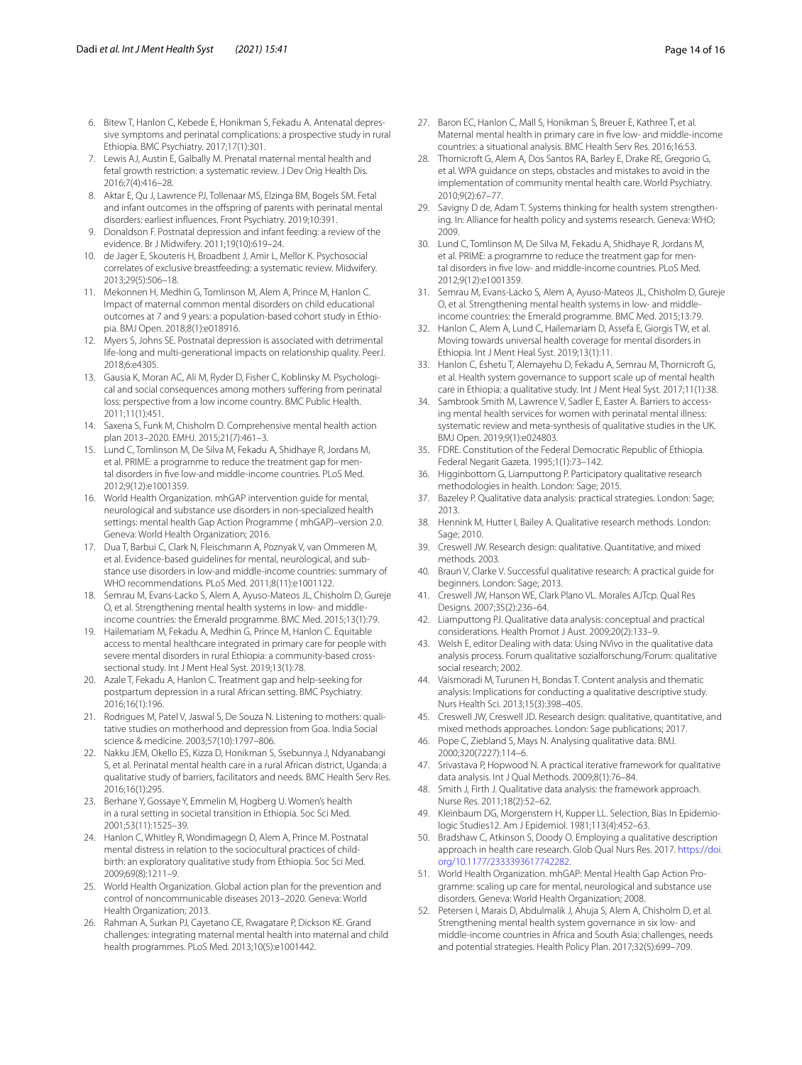6. Bitew T, Hanlon C, Kebede E, Honikman S, Fekadu A. Antenatal depressive symptoms and perinatal complications: a prospective study in rural Ethiopia. BMC Psychiatry. 2017;17(1):301.
7. Lewis AJ, Austin E, Galbally M. Prenatal maternal mental health and fetal growth restriction: a systematic review. J Dev Orig Health Dis. 2016;7(4):416–28.
8. Aktar E, Qu J, Lawrence PJ, Tollenaar MS, Elzinga BM, Bogels SM. Fetal and infant outcomes in the offspring of parents with perinatal mental disorders: earliest influences. Front Psychiatry. 2019;10:391.
9. Donaldson F. Postnatal depression and infant feeding: a review of the evidence. Br J Midwifery. 2011;19(10):619–24.
10. de Jager E, Skouteris H, Broadbent J, Amir L, Mellor K. Psychosocial correlates of exclusive breastfeeding: a systematic review. Midwifery. 2013;29(5):506–18.
11. Mekonnen H, Medhin G, Tomlinson M, Alem A, Prince M, Hanlon C. Impact of maternal common mental disorders on child educational outcomes at 7 and 9 years: a population-based cohort study in Ethiopia. BMJ Open. 2018;8(1):e018916.
12. Myers S, Johns SE. Postnatal depression is associated with detrimental life-long and multi-generational impacts on relationship quality. PeerJ. 2018;6:e4305.
13. Gausia K, Moran AC, Ali M, Ryder D, Fisher C, Koblinsky M. Psychological and social consequences among mothers suffering from perinatal loss: perspective from a low income country. BMC Public Health. 2011;11(1):451.
14. Saxena S, Funk M, Chisholm D. Comprehensive mental health action plan 2013–2020. EMHJ. 2015;21(7):461–3.
15. Lund C, Tomlinson M, De Silva M, Fekadu A, Shidhaye R, Jordans M, et al. PRIME: a programme to reduce the treatment gap for mental disorders in five low-and middle-income countries. PLoS Med. 2012;9(12):e1001359.
16. World Health Organization. mhGAP intervention guide for mental, neurological and substance use disorders in non-specialized health settings: mental health Gap Action Programme ( mhGAP)–version 2.0. Geneva: World Health Organization; 2016.
17. Dua T, Barbui C, Clark N, Fleischmann A, Poznyak V, van Ommeren M, et al. Evidence-based guidelines for mental, neurological, and substance use disorders in low-and middle-income countries: summary of WHO recommendations. PLoS Med. 2011;8(11):e1001122.
18. Semrau M, Evans-Lacko S, Alem A, Ayuso-Mateos JL, Chisholm D, Gureje O, et al. Strengthening mental health systems in low- and middle-income countries: the Emerald programme. BMC Med. 2015;13(1):79.
19. Hailemariam M, Fekadu A, Medhin G, Prince M, Hanlon C. Equitable access to mental healthcare integrated in primary care for people with severe mental disorders in rural Ethiopia: a community-based cross-sectional study. Int J Ment Heal Syst. 2019;13(1):78.
20. Azale T, Fekadu A, Hanlon C. Treatment gap and help-seeking for postpartum depression in a rural African setting. BMC Psychiatry. 2016;16(1):196.
21. Rodrigues M, Patel V, Jaswal S, De Souza N. Listening to mothers: qualitative studies on motherhood and depression from Goa. India Social science & medicine. 2003;57(10):1797–806.
22. Nakku JEM, Okello ES, Kizza D, Honikman S, Ssebunnya J, Ndyanabangi S, et al. Perinatal mental health care in a rural African district, Uganda: a qualitative study of barriers, facilitators and needs. BMC Health Serv Res. 2016;16(1):295.
23. Berhane Y, Gossaye Y, Emmelin M, Hogberg U. Women's health in a rural setting in societal transition in Ethiopia. Soc Sci Med. 2001;53(11):1525–39.
24. Hanlon C, Whitley R, Wondimagegn D, Alem A, Prince M. Postnatal mental distress in relation to the sociocultural practices of childbirth: an exploratory qualitative study from Ethiopia. Soc Sci Med. 2009;69(8):1211–9.
25. World Health Organization. Global action plan for the prevention and control of noncommunicable diseases 2013–2020. Geneva: World Health Organization; 2013.
26. Rahman A, Surkan PJ, Cayetano CE, Rwagatare P, Dickson KE. Grand challenges: integrating maternal mental health into maternal and child health programmes. PLoS Med. 2013;10(5):e1001442.
27. Baron EC, Hanlon C, Mall S, Honikman S, Breuer E, Kathree T, et al. Maternal mental health in primary care in five low- and middle-income countries: a situational analysis. BMC Health Serv Res. 2016;16:53.
28. Thornicroft G, Alem A, Dos Santos RA, Barley E, Drake RE, Gregorio G, et al. WPA guidance on steps, obstacles and mistakes to avoid in the implementation of community mental health care. World Psychiatry. 2010;9(2):67–77.
29. Savigny D de, Adam T. Systems thinking for health system strengthening. In: Alliance for health policy and systems research. Geneva: WHO; 2009.
30. Lund C, Tomlinson M, De Silva M, Fekadu A, Shidhaye R, Jordans M, et al. PRIME: a programme to reduce the treatment gap for mental disorders in five low- and middle-income countries. PLoS Med. 2012;9(12):e1001359.
31. Semrau M, Evans-Lacko S, Alem A, Ayuso-Mateos JL, Chisholm D, Gureje O, et al. Strengthening mental health systems in low- and middle-income countries: the Emerald programme. BMC Med. 2015;13:79.
32. Hanlon C, Alem A, Lund C, Hailemariam D, Assefa E, Giorgis TW, et al. Moving towards universal health coverage for mental disorders in Ethiopia. Int J Ment Heal Syst. 2019;13(1):11.
33. Hanlon C, Eshetu T, Alemayehu D, Fekadu A, Semrau M, Thornicroft G, et al. Health system governance to support scale up of mental health care in Ethiopia: a qualitative study. Int J Ment Heal Syst. 2017;11(1):38.
34. Sambrook Smith M, Lawrence V, Sadler E, Easter A. Barriers to accessing mental health services for women with perinatal mental illness: systematic review and meta-synthesis of qualitative studies in the UK. BMJ Open. 2019;9(1):e024803.
35. FDRE. Constitution of the Federal Democratic Republic of Ethiopia. Federal Negarit Gazeta. 1995;1(1):73–142.
36. Higginbottom G, Liamputtong P. Participatory qualitative research methodologies in health. London: Sage; 2015.
37. Bazeley P. Qualitative data analysis: practical strategies. London: Sage; 2013.
38. Hennink M, Hutter I, Bailey A. Qualitative research methods. London: Sage; 2010.
39. Creswell JW. Research design: qualitative. Quantitative, and mixed methods. 2003.
40. Braun V, Clarke V. Successful qualitative research: A practical guide for beginners. London: Sage; 2013.
41. Creswell JW, Hanson WE, Clark Plano VL. Morales AJTcp. Qual Res Designs. 2007;35(2):236–64.
42. Liamputtong PJ. Qualitative data analysis: conceptual and practical considerations. Health Promot J Aust. 2009;20(2):133–9.
43. Welsh E, editor Dealing with data: Using NVivo in the qualitative data analysis process. Forum qualitative sozialforschung/Forum: qualitative social research; 2002.
44. Vaismoradi M, Turunen H, Bondas T. Content analysis and thematic analysis: Implications for conducting a qualitative descriptive study. Nurs Health Sci. 2013;15(3):398–405.
45. Creswell JW, Creswell JD. Research design: qualitative, quantitative, and mixed methods approaches. London: Sage publications; 2017.
46. Pope C, Ziebland S, Mays N. Analysing qualitative data. BMJ. 2000;320(7227):114–6.
47. Srivastava P, Hopwood N. A practical iterative framework for qualitative data analysis. Int J Qual Methods. 2009;8(1):76–84.
48. Smith J, Firth J. Qualitative data analysis: the framework approach. Nurse Res. 2011;18(2):52–62.
49. Kleinbaum DG, Morgenstern H, Kupper LL. Selection, Bias In Epidemiologic Studies12. Am J Epidemiol. 1981;113(4):452–63.
50. Bradshaw C, Atkinson S, Doody O. Employing a qualitative description approach in health care research. Glob Qual Nurs Res. 2017. https://doi.org/10.1177/2333393617742282.
51. World Health Organization. mhGAP: Mental Health Gap Action Programme: scaling up care for mental, neurological and substance use disorders. Geneva: World Health Organization; 2008.
52. Petersen I, Marais D, Abdulmalik J, Ahuja S, Alem A, Chisholm D, et al. Strengthening mental health system governance in six low- and middle-income countries in Africa and South Asia: challenges, needs and potential strategies. Health Policy Plan. 2017;32(5):699–709.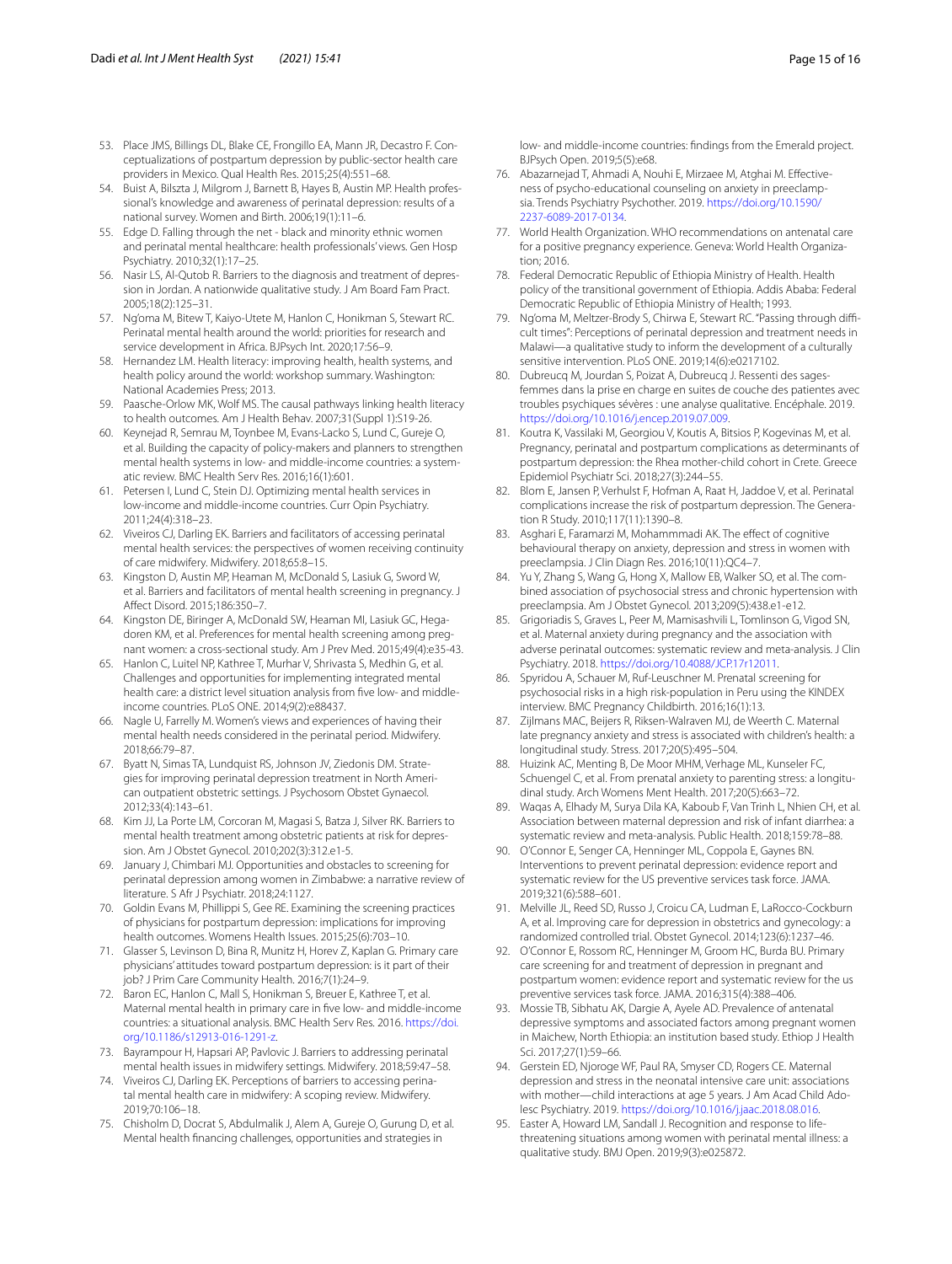53. Place JMS, Billings DL, Blake CE, Frongillo EA, Mann JR, Decastro F. Conceptualizations of postpartum depression by public-sector health care providers in Mexico. Qual Health Res. 2015;25(4):551–68.
54. Buist A, Bilszta J, Milgrom J, Barnett B, Hayes B, Austin MP. Health professional's knowledge and awareness of perinatal depression: results of a national survey. Women and Birth. 2006;19(1):11–6.
55. Edge D. Falling through the net - black and minority ethnic women and perinatal mental healthcare: health professionals' views. Gen Hosp Psychiatry. 2010;32(1):17–25.
56. Nasir LS, Al-Qutob R. Barriers to the diagnosis and treatment of depression in Jordan. A nationwide qualitative study. J Am Board Fam Pract. 2005;18(2):125–31.
57. Ng'oma M, Bitew T, Kaiyo-Utete M, Hanlon C, Honikman S, Stewart RC. Perinatal mental health around the world: priorities for research and service development in Africa. BJPsych Int. 2020;17:56–9.
58. Hernandez LM. Health literacy: improving health, health systems, and health policy around the world: workshop summary. Washington: National Academies Press; 2013.
59. Paasche-Orlow MK, Wolf MS. The causal pathways linking health literacy to health outcomes. Am J Health Behav. 2007;31(Suppl 1):S19-26.
60. Keynejad R, Semrau M, Toynbee M, Evans-Lacko S, Lund C, Gureje O, et al. Building the capacity of policy-makers and planners to strengthen mental health systems in low- and middle-income countries: a systematic review. BMC Health Serv Res. 2016;16(1):601.
61. Petersen I, Lund C, Stein DJ. Optimizing mental health services in low-income and middle-income countries. Curr Opin Psychiatry. 2011;24(4):318–23.
62. Viveiros CJ, Darling EK. Barriers and facilitators of accessing perinatal mental health services: the perspectives of women receiving continuity of care midwifery. Midwifery. 2018;65:8–15.
63. Kingston D, Austin MP, Heaman M, McDonald S, Lasiuk G, Sword W, et al. Barriers and facilitators of mental health screening in pregnancy. J Affect Disord. 2015;186:350–7.
64. Kingston DE, Biringer A, McDonald SW, Heaman MI, Lasiuk GC, Hegadoren KM, et al. Preferences for mental health screening among pregnant women: a cross-sectional study. Am J Prev Med. 2015;49(4):e35-43.
65. Hanlon C, Luitel NP, Kathree T, Murhar V, Shrivasta S, Medhin G, et al. Challenges and opportunities for implementing integrated mental health care: a district level situation analysis from five low- and middle-income countries. PLoS ONE. 2014;9(2):e88437.
66. Nagle U, Farrelly M. Women's views and experiences of having their mental health needs considered in the perinatal period. Midwifery. 2018;66:79–87.
67. Byatt N, Simas TA, Lundquist RS, Johnson JV, Ziedonis DM. Strategies for improving perinatal depression treatment in North American outpatient obstetric settings. J Psychosom Obstet Gynaecol. 2012;33(4):143–61.
68. Kim JJ, La Porte LM, Corcoran M, Magasi S, Batza J, Silver RK. Barriers to mental health treatment among obstetric patients at risk for depression. Am J Obstet Gynecol. 2010;202(3):312.e1-5.
69. January J, Chimbari MJ. Opportunities and obstacles to screening for perinatal depression among women in Zimbabwe: a narrative review of literature. S Afr J Psychiatr. 2018;24:1127.
70. Goldin Evans M, Phillippi S, Gee RE. Examining the screening practices of physicians for postpartum depression: implications for improving health outcomes. Womens Health Issues. 2015;25(6):703–10.
71. Glasser S, Levinson D, Bina R, Munitz H, Horev Z, Kaplan G. Primary care physicians' attitudes toward postpartum depression: is it part of their job? J Prim Care Community Health. 2016;7(1):24–9.
72. Baron EC, Hanlon C, Mall S, Honikman S, Breuer E, Kathree T, et al. Maternal mental health in primary care in five low- and middle-income countries: a situational analysis. BMC Health Serv Res. 2016. https://doi.org/10.1186/s12913-016-1291-z.
73. Bayrampour H, Hapsari AP, Pavlovic J. Barriers to addressing perinatal mental health issues in midwifery settings. Midwifery. 2018;59:47–58.
74. Viveiros CJ, Darling EK. Perceptions of barriers to accessing perinatal mental health care in midwifery: A scoping review. Midwifery. 2019;70:106–18.
75. Chisholm D, Docrat S, Abdulmalik J, Alem A, Gureje O, Gurung D, et al. Mental health financing challenges, opportunities and strategies in low- and middle-income countries: findings from the Emerald project. BJPsych Open. 2019;5(5):e68.
76. Abazarnejad T, Ahmadi A, Nouhi E, Mirzaee M, Atghai M. Effectiveness of psycho-educational counseling on anxiety in preeclampsia. Trends Psychiatry Psychother. 2019. https://doi.org/10.1590/2237-6089-2017-0134.
77. World Health Organization. WHO recommendations on antenatal care for a positive pregnancy experience. Geneva: World Health Organization; 2016.
78. Federal Democratic Republic of Ethiopia Ministry of Health. Health policy of the transitional government of Ethiopia. Addis Ababa: Federal Democratic Republic of Ethiopia Ministry of Health; 1993.
79. Ng'oma M, Meltzer-Brody S, Chirwa E, Stewart RC. "Passing through difficult times": Perceptions of perinatal depression and treatment needs in Malawi—a qualitative study to inform the development of a culturally sensitive intervention. PLoS ONE. 2019;14(6):e0217102.
80. Dubreucq M, Jourdan S, Poizat A, Dubreucq J. Ressenti des sages-femmes dans la prise en charge en suites de couche des patientes avec troubles psychiques sévères : une analyse qualitative. Encéphale. 2019. https://doi.org/10.1016/j.encep.2019.07.009.
81. Koutra K, Vassilaki M, Georgiou V, Koutis A, Bitsios P, Kogevinas M, et al. Pregnancy, perinatal and postpartum complications as determinants of postpartum depression: the Rhea mother-child cohort in Crete. Greece Epidemiol Psychiatr Sci. 2018;27(3):244–55.
82. Blom E, Jansen P, Verhulst F, Hofman A, Raat H, Jaddoe V, et al. Perinatal complications increase the risk of postpartum depression. The Generation R Study. 2010;117(11):1390–8.
83. Asghari E, Faramarzi M, Mohammmadi AK. The effect of cognitive behavioural therapy on anxiety, depression and stress in women with preeclampsia. J Clin Diagn Res. 2016;10(11):QC4–7.
84. Yu Y, Zhang S, Wang G, Hong X, Mallow EB, Walker SO, et al. The combined association of psychosocial stress and chronic hypertension with preeclampsia. Am J Obstet Gynecol. 2013;209(5):438.e1-e12.
85. Grigoriadis S, Graves L, Peer M, Mamisashvili L, Tomlinson G, Vigod SN, et al. Maternal anxiety during pregnancy and the association with adverse perinatal outcomes: systematic review and meta-analysis. J Clin Psychiatry. 2018. https://doi.org/10.4088/JCP.17r12011.
86. Spyridou A, Schauer M, Ruf-Leuschner M. Prenatal screening for psychosocial risks in a high risk-population in Peru using the KINDEX interview. BMC Pregnancy Childbirth. 2016;16(1):13.
87. Zijlmans MAC, Beijers R, Riksen-Walraven MJ, de Weerth C. Maternal late pregnancy anxiety and stress is associated with children's health: a longitudinal study. Stress. 2017;20(5):495–504.
88. Huizink AC, Menting B, De Moor MHM, Verhage ML, Kunseler FC, Schuengel C, et al. From prenatal anxiety to parenting stress: a longitudinal study. Arch Womens Ment Health. 2017;20(5):663–72.
89. Waqas A, Elhady M, Surya Dila KA, Kaboub F, Van Trinh L, Nhien CH, et al. Association between maternal depression and risk of infant diarrhea: a systematic review and meta-analysis. Public Health. 2018;159:78–88.
90. O'Connor E, Senger CA, Henninger ML, Coppola E, Gaynes BN. Interventions to prevent perinatal depression: evidence report and systematic review for the US preventive services task force. JAMA. 2019;321(6):588–601.
91. Melville JL, Reed SD, Russo J, Croicu CA, Ludman E, LaRocco-Cockburn A, et al. Improving care for depression in obstetrics and gynecology: a randomized controlled trial. Obstet Gynecol. 2014;123(6):1237–46.
92. O'Connor E, Rossom RC, Henninger M, Groom HC, Burda BU. Primary care screening for and treatment of depression in pregnant and postpartum women: evidence report and systematic review for the us preventive services task force. JAMA. 2016;315(4):388–406.
93. Mossie TB, Sibhatu AK, Dargie A, Ayele AD. Prevalence of antenatal depressive symptoms and associated factors among pregnant women in Maichew, North Ethiopia: an institution based study. Ethiop J Health Sci. 2017;27(1):59–66.
94. Gerstein ED, Njoroge WF, Paul RA, Smyser CD, Rogers CE. Maternal depression and stress in the neonatal intensive care unit: associations with mother—child interactions at age 5 years. J Am Acad Child Adolesc Psychiatry. 2019. https://doi.org/10.1016/j.jaac.2018.08.016.
95. Easter A, Howard LM, Sandall J. Recognition and response to life-threatening situations among women with perinatal mental illness: a qualitative study. BMJ Open. 2019;9(3):e025872.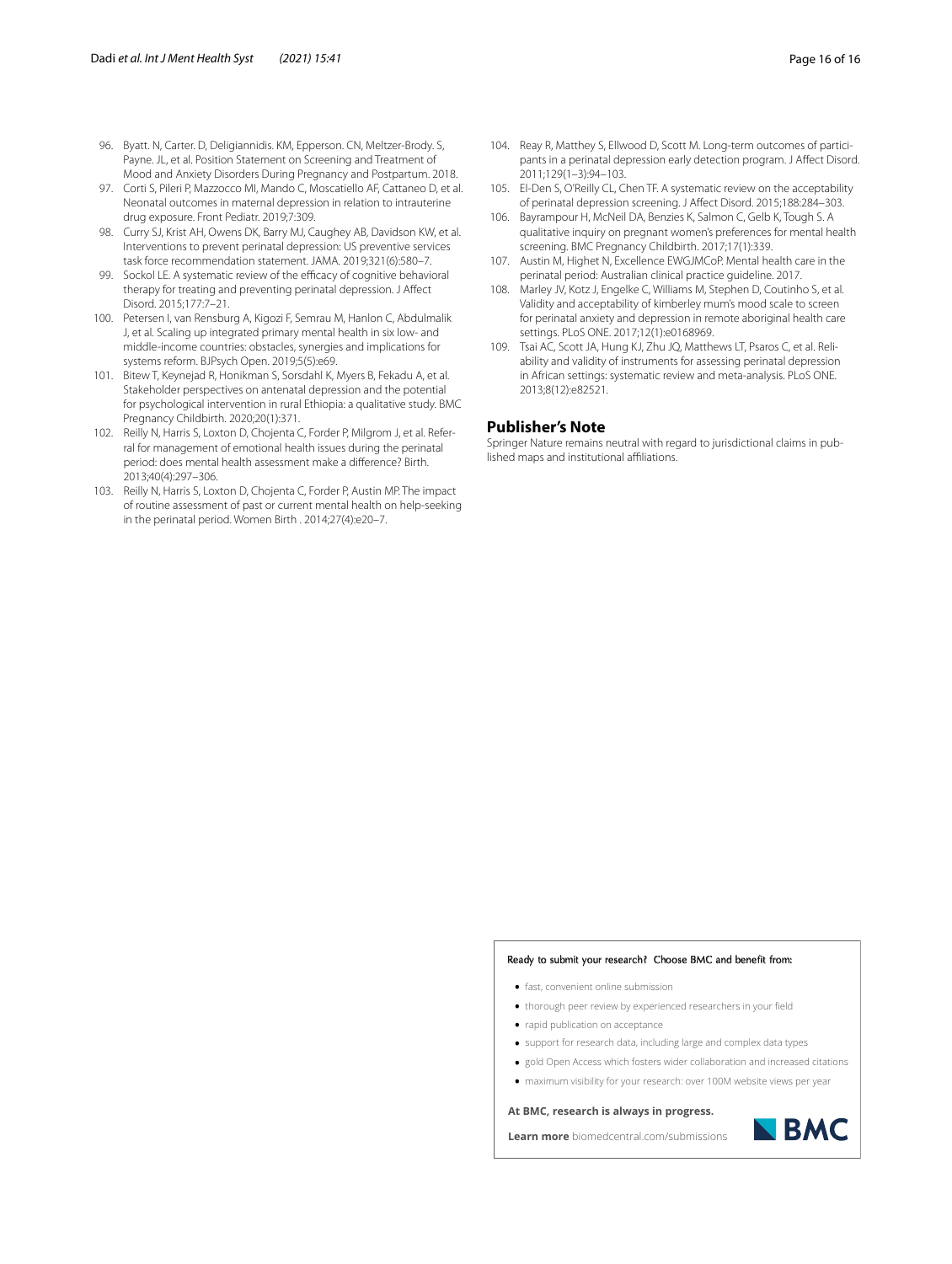96. Byatt. N, Carter. D, Deligiannidis. KM, Epperson. CN, Meltzer-Brody. S, Payne. JL, et al. Position Statement on Screening and Treatment of Mood and Anxiety Disorders During Pregnancy and Postpartum. 2018.
97. Corti S, Pileri P, Mazzocco MI, Mando C, Moscatiello AF, Cattaneo D, et al. Neonatal outcomes in maternal depression in relation to intrauterine drug exposure. Front Pediatr. 2019;7:309.
98. Curry SJ, Krist AH, Owens DK, Barry MJ, Caughey AB, Davidson KW, et al. Interventions to prevent perinatal depression: US preventive services task force recommendation statement. JAMA. 2019;321(6):580–7.
99. Sockol LE. A systematic review of the efficacy of cognitive behavioral therapy for treating and preventing perinatal depression. J Affect Disord. 2015;177:7–21.
100. Petersen I, van Rensburg A, Kigozi F, Semrau M, Hanlon C, Abdulmalik J, et al. Scaling up integrated primary mental health in six low- and middle-income countries: obstacles, synergies and implications for systems reform. BJPsych Open. 2019;5(5):e69.
101. Bitew T, Keynejad R, Honikman S, Sorsdahl K, Myers B, Fekadu A, et al. Stakeholder perspectives on antenatal depression and the potential for psychological intervention in rural Ethiopia: a qualitative study. BMC Pregnancy Childbirth. 2020;20(1):371.
102. Reilly N, Harris S, Loxton D, Chojenta C, Forder P, Milgrom J, et al. Referral for management of emotional health issues during the perinatal period: does mental health assessment make a difference? Birth. 2013;40(4):297–306.
103. Reilly N, Harris S, Loxton D, Chojenta C, Forder P, Austin MP. The impact of routine assessment of past or current mental health on help-seeking in the perinatal period. Women Birth . 2014;27(4):e20–7.
104. Reay R, Matthey S, Ellwood D, Scott M. Long-term outcomes of participants in a perinatal depression early detection program. J Affect Disord. 2011;129(1–3):94–103.
105. El-Den S, O'Reilly CL, Chen TF. A systematic review on the acceptability of perinatal depression screening. J Affect Disord. 2015;188:284–303.
106. Bayrampour H, McNeil DA, Benzies K, Salmon C, Gelb K, Tough S. A qualitative inquiry on pregnant women's preferences for mental health screening. BMC Pregnancy Childbirth. 2017;17(1):339.
107. Austin M, Highet N, Excellence EWGJMCoP. Mental health care in the perinatal period: Australian clinical practice guideline. 2017.
108. Marley JV, Kotz J, Engelke C, Williams M, Stephen D, Coutinho S, et al. Validity and acceptability of kimberley mum's mood scale to screen for perinatal anxiety and depression in remote aboriginal health care settings. PLoS ONE. 2017;12(1):e0168969.
109. Tsai AC, Scott JA, Hung KJ, Zhu JQ, Matthews LT, Psaros C, et al. Reliability and validity of instruments for assessing perinatal depression in African settings: systematic review and meta-analysis. PLoS ONE. 2013;8(12):e82521.

## Publisher's Note

Springer Nature remains neutral with regard to jurisdictional claims in published maps and institutional affiliations.

Ready to submit your research? Choose BMC and benefit from:

- fast, convenient online submission
- thorough peer review by experienced researchers in your field
- rapid publication on acceptance
- support for research data, including large and complex data types
- gold Open Access which fosters wider collaboration and increased citations
- maximum visibility for your research: over 100M website views per year

**At BMC, research is always in progress.**

**Learn more** biomedcentral.com/submissions

BMC